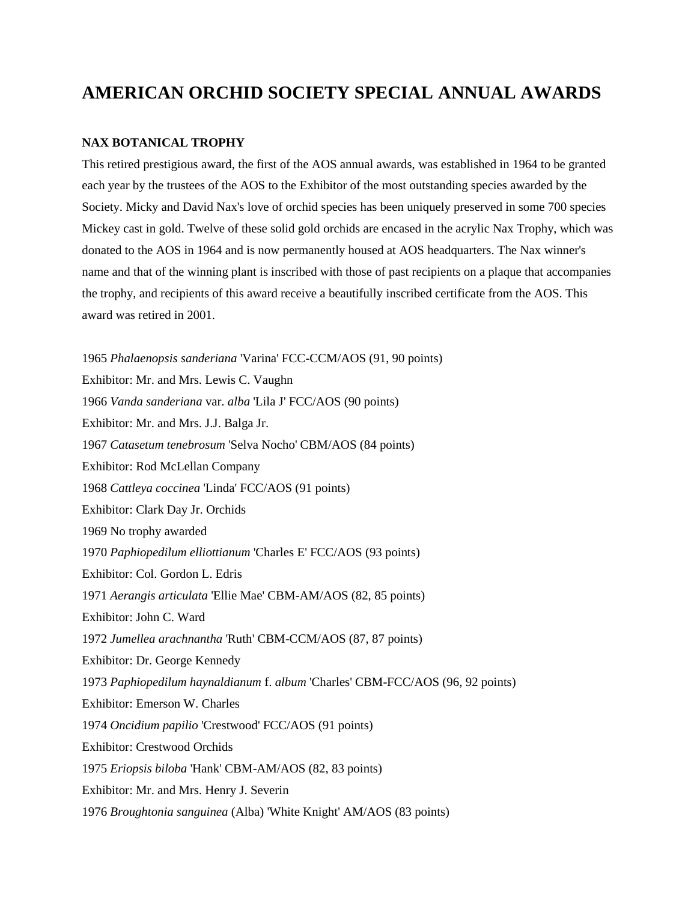# AMERICAN ORCHID SOCIETY SPECIAL ANNUAL AWARDS

### NAX BOTANICAL TROPHY

This retired prestigious award, the first of the AOS annual awards, was established in 1964 to be granted each year by the trustees of the AOS to the Exhibitor of the most outstanding species awarded by the Society. Micky and David Nax's love of orchid species has been uniquely preserved in some 700 species Mickey cast in gold. Twelve of these solid gold orchids are encased in the acrylic Nax Trophy, which was donated to the AOS in 1964 and is now permanently housed at AOS headquarters. The Nax winner's name and that of the winning plant is inscribed with those of past recipients on a plaque that accompanies the trophy, and recipients of this award receive a beautifully inscribed certificate from the AOS. This award was retired in 2001.

1965 *Phalaenopsis sanderiana* 'Varina' FCC-CCM/AOS (91, 90 points)
Exhibitor: Mr. and Mrs. Lewis C. Vaughn
1966 *Vanda sanderiana* var. *alba* 'Lila J' FCC/AOS (90 points)
Exhibitor: Mr. and Mrs. J.J. Balga Jr.
1967 *Catasetum tenebrosum* 'Selva Nocho' CBM/AOS (84 points)
Exhibitor: Rod McLellan Company
1968 *Cattleya coccinea* 'Linda' FCC/AOS (91 points)
Exhibitor: Clark Day Jr. Orchids
1969 No trophy awarded
1970 *Paphiopedilum elliottianum* 'Charles E' FCC/AOS (93 points)
Exhibitor: Col. Gordon L. Edris
1971 *Aerangis articulata* 'Ellie Mae' CBM-AM/AOS (82, 85 points)
Exhibitor: John C. Ward
1972 *Jumellea arachnantha* 'Ruth' CBM-CCM/AOS (87, 87 points)
Exhibitor: Dr. George Kennedy
1973 *Paphiopedilum haynaldianum* f. *album* 'Charles' CBM-FCC/AOS (96, 92 points)
Exhibitor: Emerson W. Charles
1974 *Oncidium papilio* 'Crestwood' FCC/AOS (91 points)
Exhibitor: Crestwood Orchids
1975 *Eriopsis biloba* 'Hank' CBM-AM/AOS (82, 83 points)
Exhibitor: Mr. and Mrs. Henry J. Severin
1976 *Broughtonia sanguinea* (Alba) 'White Knight' AM/AOS (83 points)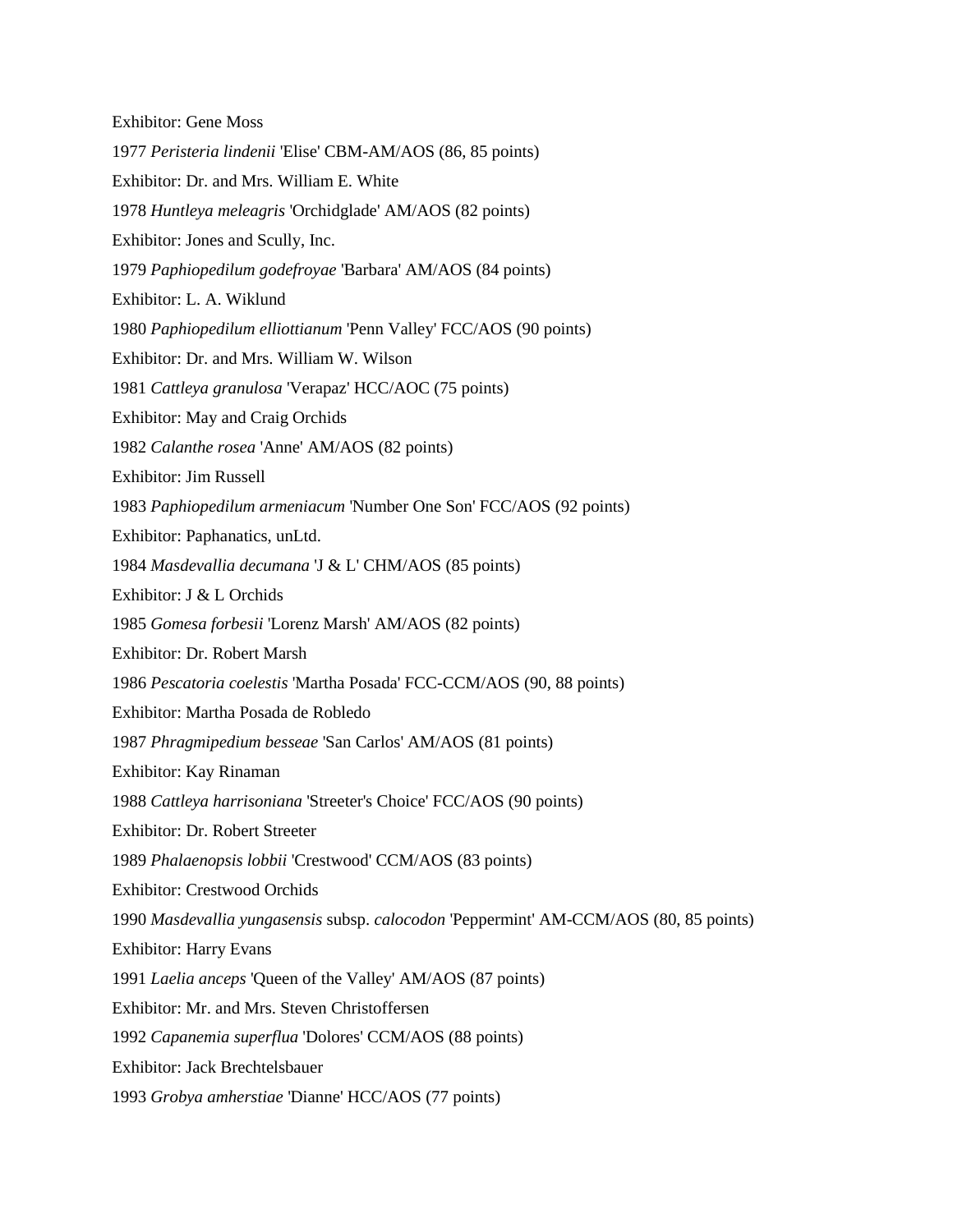Exhibitor: Gene Moss

1977 *Peristeria lindenii* 'Elise' CBM-AM/AOS (86, 85 points)

Exhibitor: Dr. and Mrs. William E. White

1978 *Huntleya meleagris* 'Orchidglade' AM/AOS (82 points)

Exhibitor: Jones and Scully, Inc.

1979 *Paphiopedilum godefroyae* 'Barbara' AM/AOS (84 points)

Exhibitor: L. A. Wiklund

1980 *Paphiopedilum elliottianum* 'Penn Valley' FCC/AOS (90 points)

Exhibitor: Dr. and Mrs. William W. Wilson

1981 *Cattleya granulosa* 'Verapaz' HCC/AOC (75 points)

Exhibitor: May and Craig Orchids

1982 *Calanthe rosea* 'Anne' AM/AOS (82 points)

Exhibitor: Jim Russell

1983 *Paphiopedilum armeniacum* 'Number One Son' FCC/AOS (92 points)

Exhibitor: Paphanatics, unLtd.

1984 *Masdevallia decumana* 'J & L' CHM/AOS (85 points)

Exhibitor: J & L Orchids

1985 *Gomesa forbesii* 'Lorenz Marsh' AM/AOS (82 points)

Exhibitor: Dr. Robert Marsh

1986 *Pescatoria coelestis* 'Martha Posada' FCC-CCM/AOS (90, 88 points)

Exhibitor: Martha Posada de Robledo

1987 *Phragmipedium besseae* 'San Carlos' AM/AOS (81 points)

Exhibitor: Kay Rinaman

1988 *Cattleya harrisoniana* 'Streeter's Choice' FCC/AOS (90 points)

Exhibitor: Dr. Robert Streeter

1989 *Phalaenopsis lobbii* 'Crestwood' CCM/AOS (83 points)

Exhibitor: Crestwood Orchids

1990 *Masdevallia yungasensis* subsp. *calocodon* 'Peppermint' AM-CCM/AOS (80, 85 points)

Exhibitor: Harry Evans

1991 *Laelia anceps* 'Queen of the Valley' AM/AOS (87 points)

Exhibitor: Mr. and Mrs. Steven Christoffersen

1992 *Capanemia superflua* 'Dolores' CCM/AOS (88 points)

Exhibitor: Jack Brechtelsbauer

1993 *Grobya amherstiae* 'Dianne' HCC/AOS (77 points)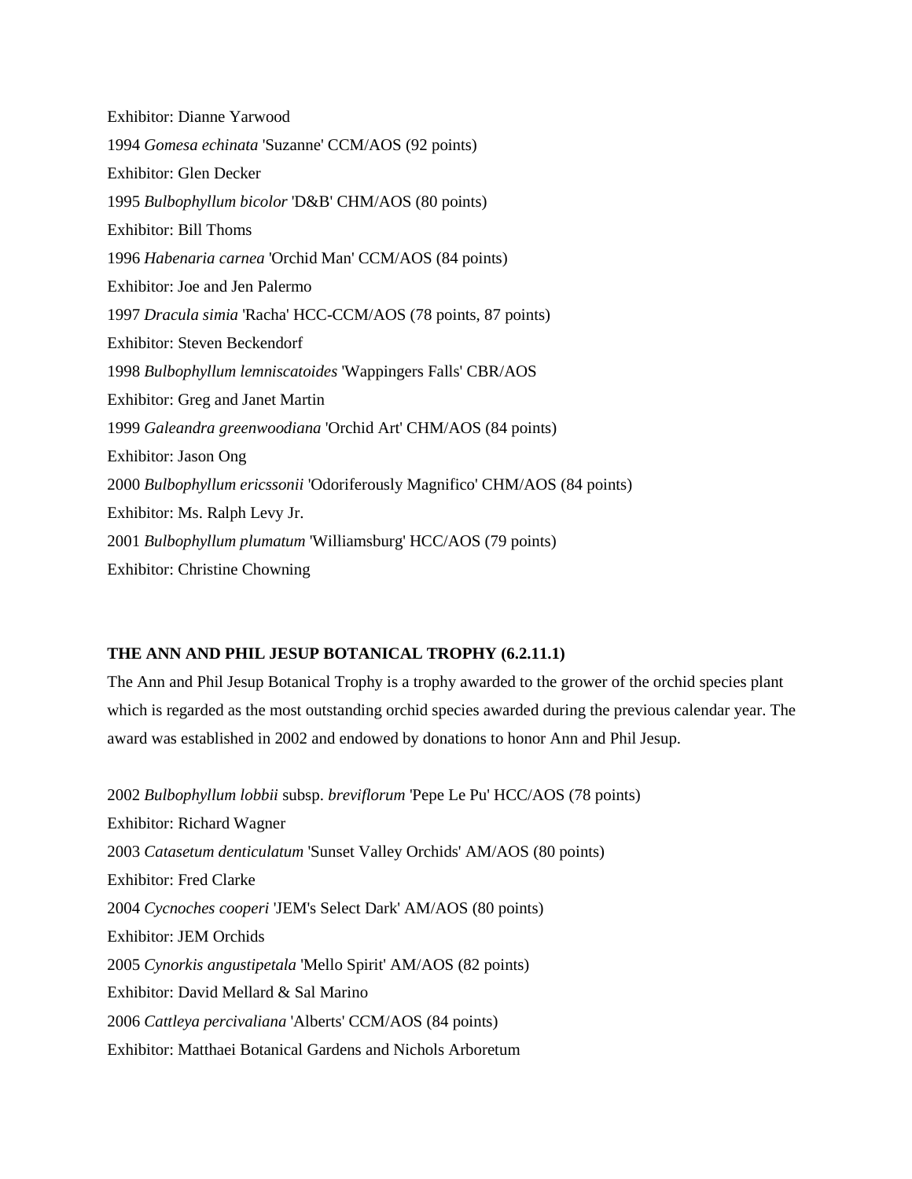Exhibitor: Dianne Yarwood

1994 *Gomesa echinata* 'Suzanne' CCM/AOS (92 points)

Exhibitor: Glen Decker

1995 *Bulbophyllum bicolor* 'D&B' CHM/AOS (80 points)

Exhibitor: Bill Thoms

1996 *Habenaria carnea* 'Orchid Man' CCM/AOS (84 points)

Exhibitor: Joe and Jen Palermo

1997 *Dracula simia* 'Racha' HCC-CCM/AOS (78 points, 87 points)

Exhibitor: Steven Beckendorf

1998 *Bulbophyllum lemniscatoides* 'Wappingers Falls' CBR/AOS

Exhibitor: Greg and Janet Martin

1999 *Galeandra greenwoodiana* 'Orchid Art' CHM/AOS (84 points)

Exhibitor: Jason Ong

2000 *Bulbophyllum ericssonii* 'Odoriferously Magnifico' CHM/AOS (84 points)

Exhibitor: Ms. Ralph Levy Jr.

2001 *Bulbophyllum plumatum* 'Williamsburg' HCC/AOS (79 points)

Exhibitor: Christine Chowning

**THE ANN AND PHIL JESUP BOTANICAL TROPHY (6.2.11.1)**

The Ann and Phil Jesup Botanical Trophy is a trophy awarded to the grower of the orchid species plant which is regarded as the most outstanding orchid species awarded during the previous calendar year. The award was established in 2002 and endowed by donations to honor Ann and Phil Jesup.

2002 *Bulbophyllum lobbii* subsp. *breviflorum* 'Pepe Le Pu' HCC/AOS (78 points)

Exhibitor: Richard Wagner

2003 *Catasetum denticulatum* 'Sunset Valley Orchids' AM/AOS (80 points)

Exhibitor: Fred Clarke

2004 *Cycnoches cooperi* 'JEM's Select Dark' AM/AOS (80 points)

Exhibitor: JEM Orchids

2005 *Cynorkis angustipetala* 'Mello Spirit' AM/AOS (82 points)

Exhibitor: David Mellard & Sal Marino

2006 *Cattleya percivaliana* 'Alberts' CCM/AOS (84 points)

Exhibitor: Matthaei Botanical Gardens and Nichols Arboretum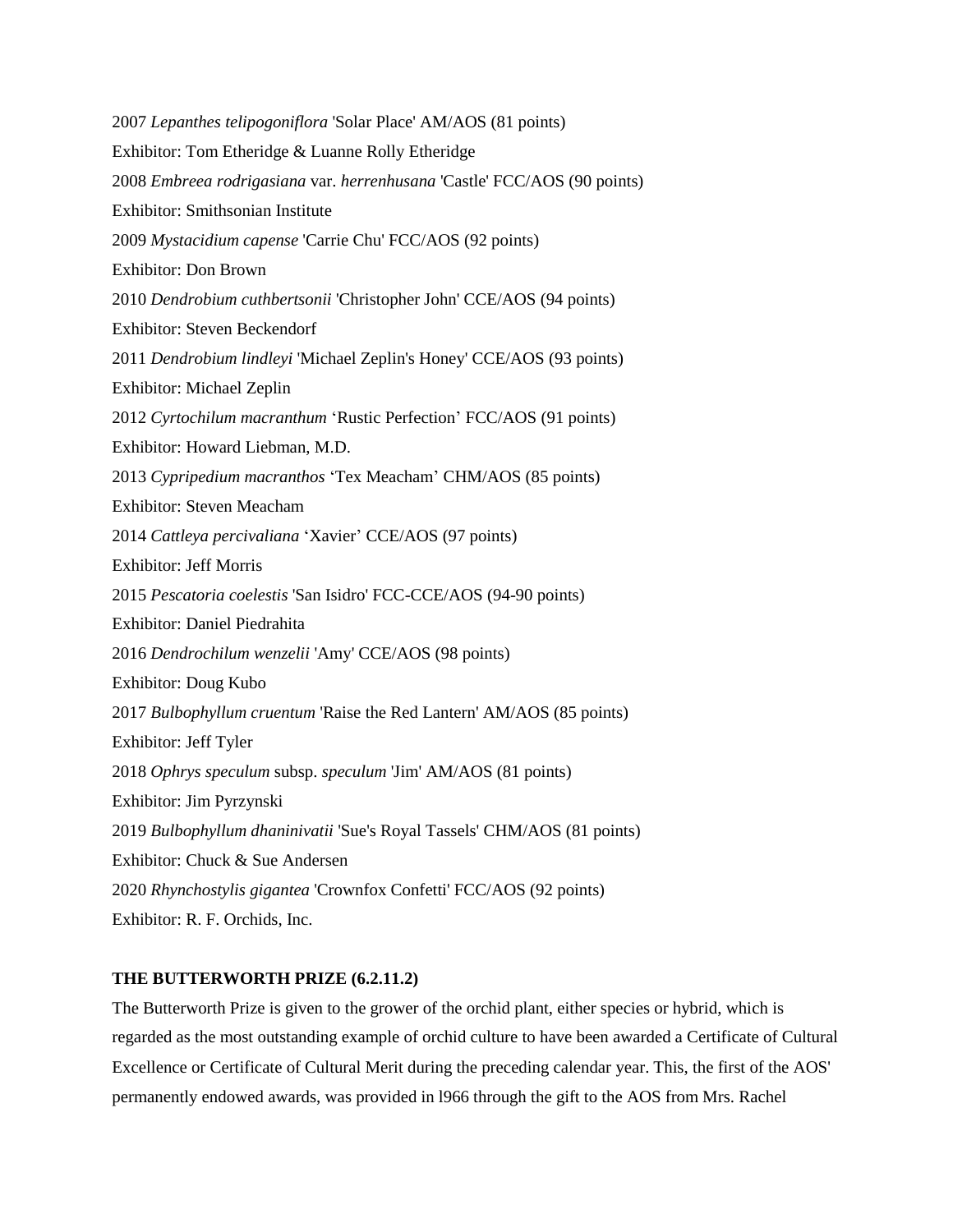2007 *Lepanthes telipogoniflora* 'Solar Place' AM/AOS (81 points)

Exhibitor: Tom Etheridge & Luanne Rolly Etheridge

2008 *Embreea rodrigasiana* var. *herrenhusana* 'Castle' FCC/AOS (90 points)

Exhibitor: Smithsonian Institute

2009 *Mystacidium capense* 'Carrie Chu' FCC/AOS (92 points)

Exhibitor: Don Brown

2010 *Dendrobium cuthbertsonii* 'Christopher John' CCE/AOS (94 points)

Exhibitor: Steven Beckendorf

2011 *Dendrobium lindleyi* 'Michael Zeplin's Honey' CCE/AOS (93 points)

Exhibitor: Michael Zeplin

2012 *Cyrtochilum macranthum* 'Rustic Perfection' FCC/AOS (91 points)

Exhibitor: Howard Liebman, M.D.

2013 *Cypripedium macranthos* 'Tex Meacham' CHM/AOS (85 points)

Exhibitor: Steven Meacham

2014 *Cattleya percivaliana* 'Xavier' CCE/AOS (97 points)

Exhibitor: Jeff Morris

2015 *Pescatoria coelestis* 'San Isidro' FCC-CCE/AOS (94-90 points)

Exhibitor: Daniel Piedrahita

2016 *Dendrochilum wenzelii* 'Amy' CCE/AOS (98 points)

Exhibitor: Doug Kubo

2017 *Bulbophyllum cruentum* 'Raise the Red Lantern' AM/AOS (85 points)

Exhibitor: Jeff Tyler

2018 *Ophrys speculum* subsp. *speculum* 'Jim' AM/AOS (81 points)

Exhibitor: Jim Pyrzynski

2019 *Bulbophyllum dhaninivatii* 'Sue's Royal Tassels' CHM/AOS (81 points)

Exhibitor: Chuck & Sue Andersen

2020 *Rhynchostylis gigantea* 'Crownfox Confetti' FCC/AOS (92 points)

Exhibitor: R. F. Orchids, Inc.

**THE BUTTERWORTH PRIZE (6.2.11.2)**

The Butterworth Prize is given to the grower of the orchid plant, either species or hybrid, which is regarded as the most outstanding example of orchid culture to have been awarded a Certificate of Cultural Excellence or Certificate of Cultural Merit during the preceding calendar year. This, the first of the AOS' permanently endowed awards, was provided in l966 through the gift to the AOS from Mrs. Rachel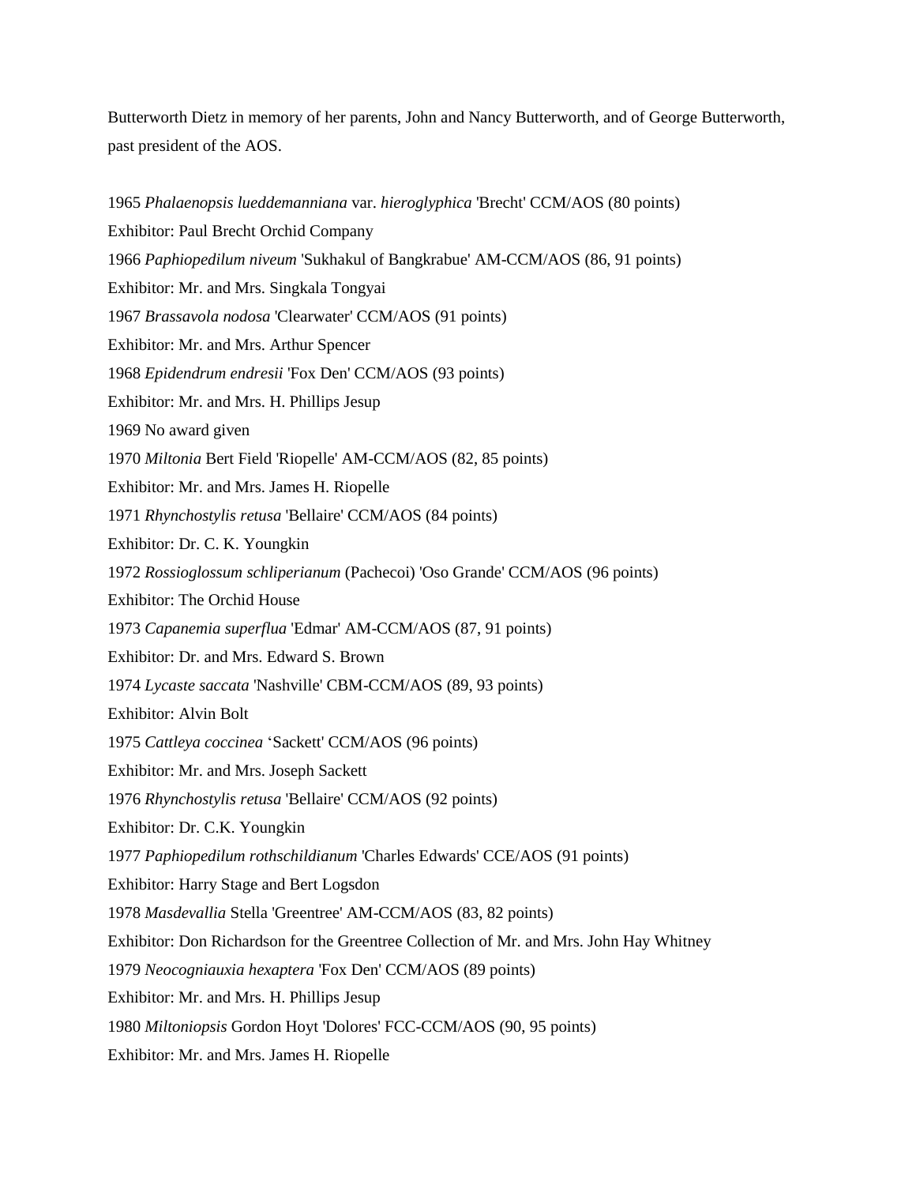Butterworth Dietz in memory of her parents, John and Nancy Butterworth, and of George Butterworth, past president of the AOS.

1965 *Phalaenopsis lueddemanniana* var. *hieroglyphica* 'Brecht' CCM/AOS (80 points)

Exhibitor: Paul Brecht Orchid Company

1966 *Paphiopedilum niveum* 'Sukhakul of Bangkrabue' AM-CCM/AOS (86, 91 points)

Exhibitor: Mr. and Mrs. Singkala Tongyai

1967 *Brassavola nodosa* 'Clearwater' CCM/AOS (91 points)

Exhibitor: Mr. and Mrs. Arthur Spencer

1968 *Epidendrum endresii* 'Fox Den' CCM/AOS (93 points)

Exhibitor: Mr. and Mrs. H. Phillips Jesup

1969 No award given

1970 *Miltonia* Bert Field 'Riopelle' AM-CCM/AOS (82, 85 points)

Exhibitor: Mr. and Mrs. James H. Riopelle

1971 *Rhynchostylis retusa* 'Bellaire' CCM/AOS (84 points)

Exhibitor: Dr. C. K. Youngkin

1972 *Rossioglossum schliperianum* (Pachecoi) 'Oso Grande' CCM/AOS (96 points)

Exhibitor: The Orchid House

1973 *Capanemia superflua* 'Edmar' AM-CCM/AOS (87, 91 points)

Exhibitor: Dr. and Mrs. Edward S. Brown

1974 *Lycaste saccata* 'Nashville' CBM-CCM/AOS (89, 93 points)

Exhibitor: Alvin Bolt

1975 *Cattleya coccinea* 'Sackett' CCM/AOS (96 points)

Exhibitor: Mr. and Mrs. Joseph Sackett

1976 *Rhynchostylis retusa* 'Bellaire' CCM/AOS (92 points)

Exhibitor: Dr. C.K. Youngkin

1977 *Paphiopedilum rothschildianum* 'Charles Edwards' CCE/AOS (91 points)

Exhibitor: Harry Stage and Bert Logsdon

1978 *Masdevallia* Stella 'Greentree' AM-CCM/AOS (83, 82 points)

Exhibitor: Don Richardson for the Greentree Collection of Mr. and Mrs. John Hay Whitney

1979 *Neocogniauxia hexaptera* 'Fox Den' CCM/AOS (89 points)

Exhibitor: Mr. and Mrs. H. Phillips Jesup

1980 *Miltoniopsis* Gordon Hoyt 'Dolores' FCC-CCM/AOS (90, 95 points)

Exhibitor: Mr. and Mrs. James H. Riopelle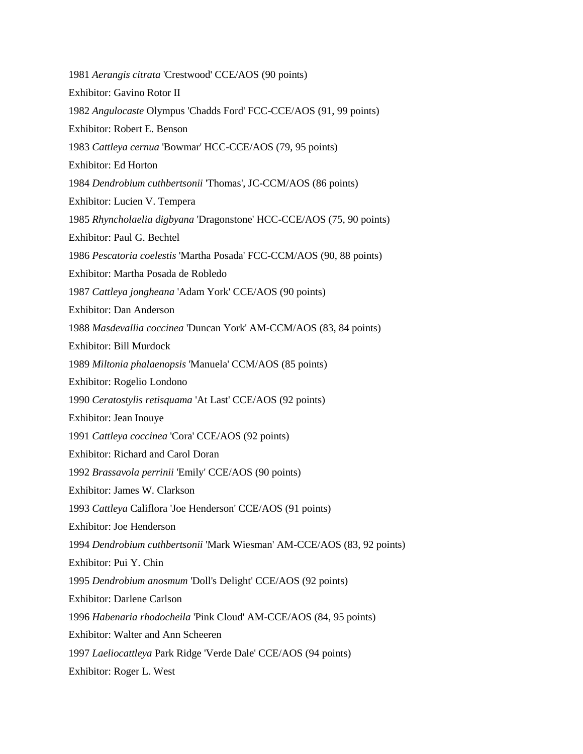1981 *Aerangis citrata* 'Crestwood' CCE/AOS (90 points)

Exhibitor: Gavino Rotor II

1982 *Angulocaste* Olympus 'Chadds Ford' FCC-CCE/AOS (91, 99 points)

Exhibitor: Robert E. Benson

1983 *Cattleya cernua* 'Bowmar' HCC-CCE/AOS (79, 95 points)

Exhibitor: Ed Horton

1984 *Dendrobium cuthbertsonii* 'Thomas', JC-CCM/AOS (86 points)

Exhibitor: Lucien V. Tempera

1985 *Rhyncholaelia digbyana* 'Dragonstone' HCC-CCE/AOS (75, 90 points)

Exhibitor: Paul G. Bechtel

1986 *Pescatoria coelestis* 'Martha Posada' FCC-CCM/AOS (90, 88 points)

Exhibitor: Martha Posada de Robledo

1987 *Cattleya jongheana* 'Adam York' CCE/AOS (90 points)

Exhibitor: Dan Anderson

1988 *Masdevallia coccinea* 'Duncan York' AM-CCM/AOS (83, 84 points)

Exhibitor: Bill Murdock

1989 *Miltonia phalaenopsis* 'Manuela' CCM/AOS (85 points)

Exhibitor: Rogelio Londono

1990 *Ceratostylis retisquama* 'At Last' CCE/AOS (92 points)

Exhibitor: Jean Inouye

1991 *Cattleya coccinea* 'Cora' CCE/AOS (92 points)

Exhibitor: Richard and Carol Doran

1992 *Brassavola perrinii* 'Emily' CCE/AOS (90 points)

Exhibitor: James W. Clarkson

1993 *Cattleya* Califlora 'Joe Henderson' CCE/AOS (91 points)

Exhibitor: Joe Henderson

1994 *Dendrobium cuthbertsonii* 'Mark Wiesman' AM-CCE/AOS (83, 92 points)

Exhibitor: Pui Y. Chin

1995 *Dendrobium anosmum* 'Doll's Delight' CCE/AOS (92 points)

Exhibitor: Darlene Carlson

1996 *Habenaria rhodocheila* 'Pink Cloud' AM-CCE/AOS (84, 95 points)

Exhibitor: Walter and Ann Scheeren

1997 *Laeliocattleya* Park Ridge 'Verde Dale' CCE/AOS (94 points)

Exhibitor: Roger L. West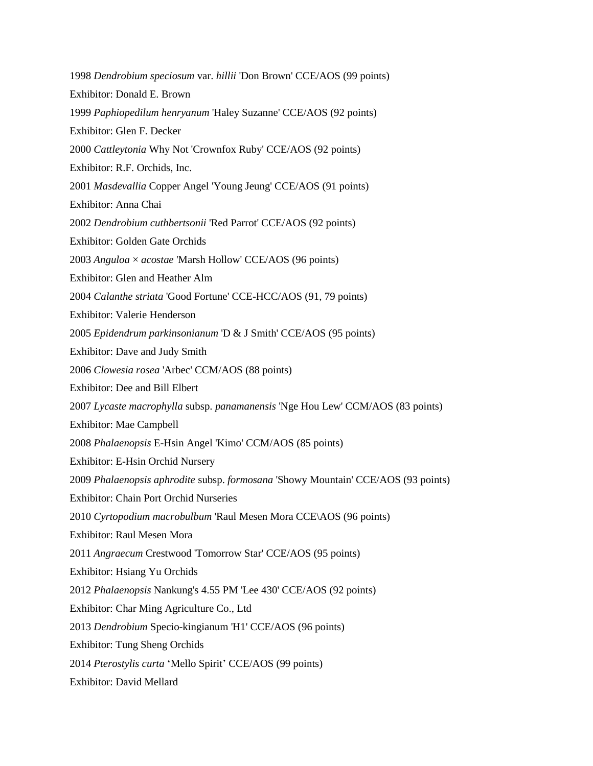1998 *Dendrobium speciosum* var. *hillii* 'Don Brown' CCE/AOS (99 points)

Exhibitor: Donald E. Brown

1999 *Paphiopedilum henryanum* 'Haley Suzanne' CCE/AOS (92 points)

Exhibitor: Glen F. Decker

2000 *Cattleytonia* Why Not 'Crownfox Ruby' CCE/AOS (92 points)

Exhibitor: R.F. Orchids, Inc.

2001 *Masdevallia* Copper Angel 'Young Jeung' CCE/AOS (91 points)

Exhibitor: Anna Chai

2002 *Dendrobium cuthbertsonii* 'Red Parrot' CCE/AOS (92 points)

Exhibitor: Golden Gate Orchids

2003 *Anguloa* × *acostae* 'Marsh Hollow' CCE/AOS (96 points)

Exhibitor: Glen and Heather Alm

2004 *Calanthe striata* 'Good Fortune' CCE-HCC/AOS (91, 79 points)

Exhibitor: Valerie Henderson

2005 *Epidendrum parkinsonianum* 'D & J Smith' CCE/AOS (95 points)

Exhibitor: Dave and Judy Smith

2006 *Clowesia rosea* 'Arbec' CCM/AOS (88 points)

Exhibitor: Dee and Bill Elbert

2007 *Lycaste macrophylla* subsp. *panamanensis* 'Nge Hou Lew' CCM/AOS (83 points)

Exhibitor: Mae Campbell

2008 *Phalaenopsis* E-Hsin Angel 'Kimo' CCM/AOS (85 points)

Exhibitor: E-Hsin Orchid Nursery

2009 *Phalaenopsis aphrodite* subsp. *formosana* 'Showy Mountain' CCE/AOS (93 points)

Exhibitor: Chain Port Orchid Nurseries

2010 *Cyrtopodium macrobulbum* 'Raul Mesen Mora CCE\AOS (96 points)

Exhibitor: Raul Mesen Mora

2011 *Angraecum* Crestwood 'Tomorrow Star' CCE/AOS (95 points)

Exhibitor: Hsiang Yu Orchids

2012 *Phalaenopsis* Nankung's 4.55 PM 'Lee 430' CCE/AOS (92 points)

Exhibitor: Char Ming Agriculture Co., Ltd

2013 *Dendrobium* Specio-kingianum 'H1' CCE/AOS (96 points)

Exhibitor: Tung Sheng Orchids

2014 *Pterostylis curta* 'Mello Spirit' CCE/AOS (99 points)

Exhibitor: David Mellard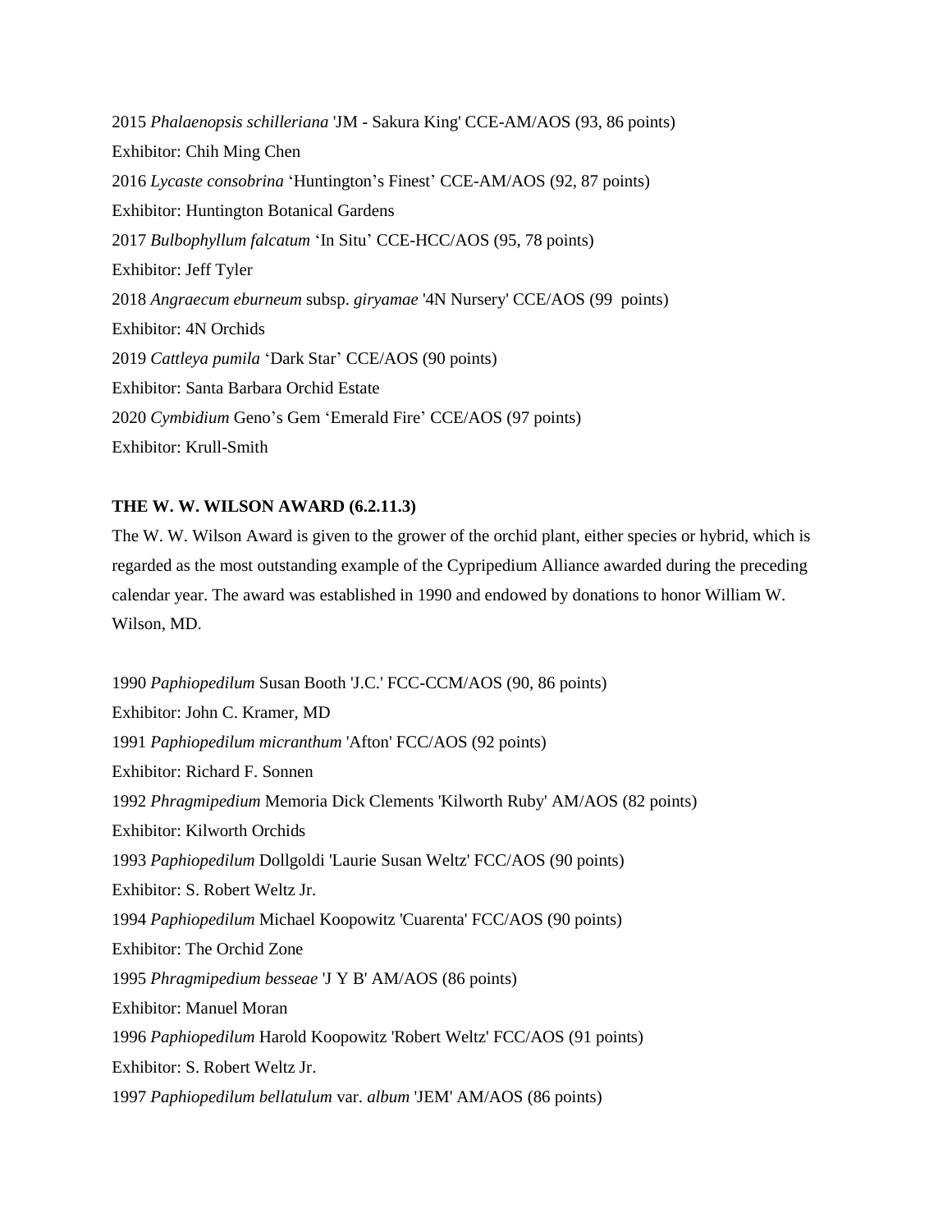2015 *Phalaenopsis schilleriana* 'JM - Sakura King' CCE-AM/AOS (93, 86 points)

Exhibitor: Chih Ming Chen

2016 *Lycaste consobrina* 'Huntington's Finest' CCE-AM/AOS (92, 87 points)

Exhibitor: Huntington Botanical Gardens

2017 *Bulbophyllum falcatum* 'In Situ' CCE-HCC/AOS (95, 78 points)

Exhibitor: Jeff Tyler

2018 *Angraecum eburneum* subsp. *giryamae* '4N Nursery' CCE/AOS (99 points)

Exhibitor: 4N Orchids

2019 *Cattleya pumila* 'Dark Star' CCE/AOS (90 points)

Exhibitor: Santa Barbara Orchid Estate

2020 *Cymbidium* Geno's Gem 'Emerald Fire' CCE/AOS (97 points)

Exhibitor: Krull-Smith

**THE W. W. WILSON AWARD (6.2.11.3)**

The W. W. Wilson Award is given to the grower of the orchid plant, either species or hybrid, which is regarded as the most outstanding example of the Cypripedium Alliance awarded during the preceding calendar year. The award was established in 1990 and endowed by donations to honor William W. Wilson, MD.

1990 *Paphiopedilum* Susan Booth 'J.C.' FCC-CCM/AOS (90, 86 points)

Exhibitor: John C. Kramer, MD

1991 *Paphiopedilum micranthum* 'Afton' FCC/AOS (92 points)

Exhibitor: Richard F. Sonnen

1992 *Phragmipedium* Memoria Dick Clements 'Kilworth Ruby' AM/AOS (82 points)

Exhibitor: Kilworth Orchids

1993 *Paphiopedilum* Dollgoldi 'Laurie Susan Weltz' FCC/AOS (90 points)

Exhibitor: S. Robert Weltz Jr.

1994 *Paphiopedilum* Michael Koopowitz 'Cuarenta' FCC/AOS (90 points)

Exhibitor: The Orchid Zone

1995 *Phragmipedium besseae* 'J Y B' AM/AOS (86 points)

Exhibitor: Manuel Moran

1996 *Paphiopedilum* Harold Koopowitz 'Robert Weltz' FCC/AOS (91 points)

Exhibitor: S. Robert Weltz Jr.

1997 *Paphiopedilum bellatulum* var. *album* 'JEM' AM/AOS (86 points)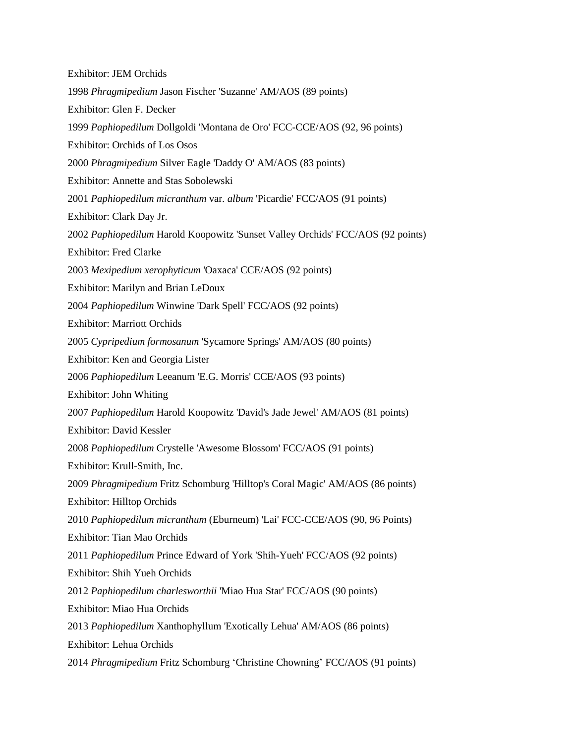Exhibitor: JEM Orchids

1998 *Phragmipedium* Jason Fischer 'Suzanne' AM/AOS (89 points)

Exhibitor: Glen F. Decker

1999 *Paphiopedilum* Dollgoldi 'Montana de Oro' FCC-CCE/AOS (92, 96 points)

Exhibitor: Orchids of Los Osos

2000 *Phragmipedium* Silver Eagle 'Daddy O' AM/AOS (83 points)

Exhibitor: Annette and Stas Sobolewski

2001 *Paphiopedilum micranthum* var. *album* 'Picardie' FCC/AOS (91 points)

Exhibitor: Clark Day Jr.

2002 *Paphiopedilum* Harold Koopowitz 'Sunset Valley Orchids' FCC/AOS (92 points)

Exhibitor: Fred Clarke

2003 *Mexipedium xerophyticum* 'Oaxaca' CCE/AOS (92 points)

Exhibitor: Marilyn and Brian LeDoux

2004 *Paphiopedilum* Winwine 'Dark Spell' FCC/AOS (92 points)

Exhibitor: Marriott Orchids

2005 *Cypripedium formosanum* 'Sycamore Springs' AM/AOS (80 points)

Exhibitor: Ken and Georgia Lister

2006 *Paphiopedilum* Leeanum 'E.G. Morris' CCE/AOS (93 points)

Exhibitor: John Whiting

2007 *Paphiopedilum* Harold Koopowitz 'David's Jade Jewel' AM/AOS (81 points)

Exhibitor: David Kessler

2008 *Paphiopedilum* Crystelle 'Awesome Blossom' FCC/AOS (91 points)

Exhibitor: Krull-Smith, Inc.

2009 *Phragmipedium* Fritz Schomburg 'Hilltop's Coral Magic' AM/AOS (86 points)

Exhibitor: Hilltop Orchids

2010 *Paphiopedilum micranthum* (Eburneum) 'Lai' FCC-CCE/AOS (90, 96 Points)

Exhibitor: Tian Mao Orchids

2011 *Paphiopedilum* Prince Edward of York 'Shih-Yueh' FCC/AOS (92 points)

Exhibitor: Shih Yueh Orchids

2012 *Paphiopedilum charlesworthii* 'Miao Hua Star' FCC/AOS (90 points)

Exhibitor: Miao Hua Orchids

2013 *Paphiopedilum* Xanthophyllum 'Exotically Lehua' AM/AOS (86 points)

Exhibitor: Lehua Orchids

2014 *Phragmipedium* Fritz Schomburg 'Christine Chowning' FCC/AOS (91 points)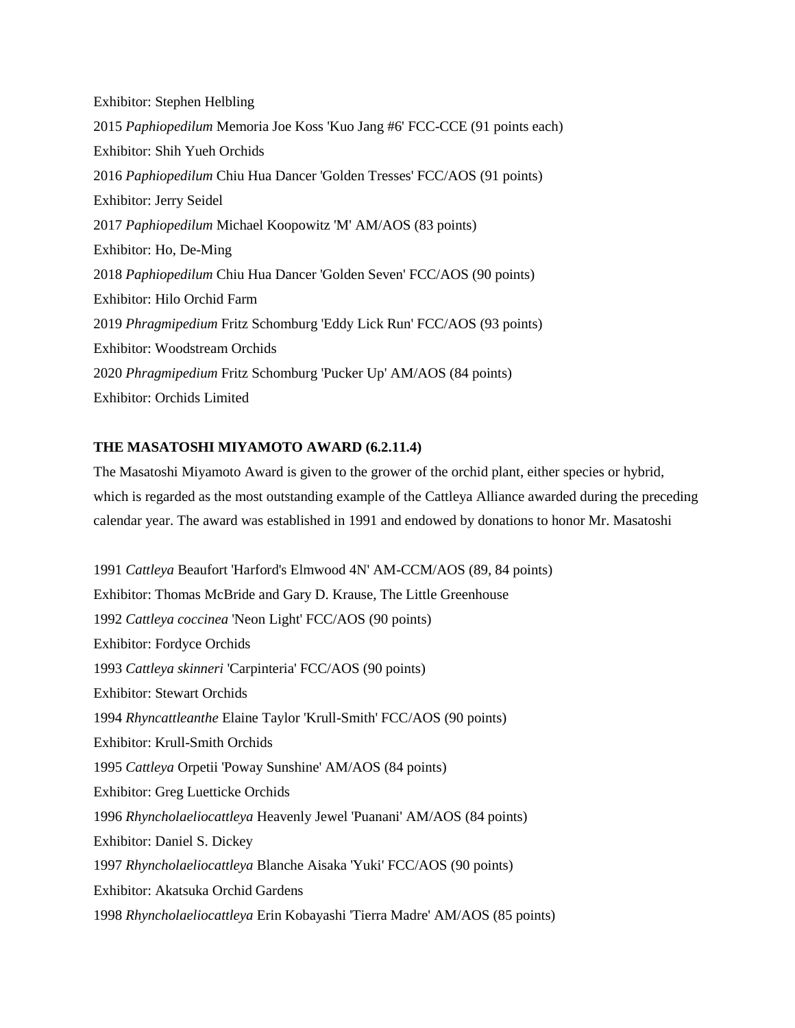Exhibitor: Stephen Helbling

2015 *Paphiopedilum* Memoria Joe Koss 'Kuo Jang #6' FCC-CCE (91 points each)

Exhibitor: Shih Yueh Orchids

2016 *Paphiopedilum* Chiu Hua Dancer 'Golden Tresses' FCC/AOS (91 points)

Exhibitor: Jerry Seidel

2017 *Paphiopedilum* Michael Koopowitz 'M' AM/AOS (83 points)

Exhibitor: Ho, De-Ming

2018 *Paphiopedilum* Chiu Hua Dancer 'Golden Seven' FCC/AOS (90 points)

Exhibitor: Hilo Orchid Farm

2019 *Phragmipedium* Fritz Schomburg 'Eddy Lick Run' FCC/AOS (93 points)

Exhibitor: Woodstream Orchids

2020 *Phragmipedium* Fritz Schomburg 'Pucker Up' AM/AOS (84 points)

Exhibitor: Orchids Limited

**THE MASATOSHI MIYAMOTO AWARD (6.2.11.4)**

The Masatoshi Miyamoto Award is given to the grower of the orchid plant, either species or hybrid, which is regarded as the most outstanding example of the Cattleya Alliance awarded during the preceding calendar year. The award was established in 1991 and endowed by donations to honor Mr. Masatoshi

1991 *Cattleya* Beaufort 'Harford's Elmwood 4N' AM-CCM/AOS (89, 84 points)

Exhibitor: Thomas McBride and Gary D. Krause, The Little Greenhouse

1992 *Cattleya coccinea* 'Neon Light' FCC/AOS (90 points)

Exhibitor: Fordyce Orchids

1993 *Cattleya skinneri* 'Carpinteria' FCC/AOS (90 points)

Exhibitor: Stewart Orchids

1994 *Rhyncattleanthe* Elaine Taylor 'Krull-Smith' FCC/AOS (90 points)

Exhibitor: Krull-Smith Orchids

1995 *Cattleya* Orpetii 'Poway Sunshine' AM/AOS (84 points)

Exhibitor: Greg Luetticke Orchids

1996 *Rhyncholaeliocattleya* Heavenly Jewel 'Puanani' AM/AOS (84 points)

Exhibitor: Daniel S. Dickey

1997 *Rhyncholaeliocattleya* Blanche Aisaka 'Yuki' FCC/AOS (90 points)

Exhibitor: Akatsuka Orchid Gardens

1998 *Rhyncholaeliocattleya* Erin Kobayashi 'Tierra Madre' AM/AOS (85 points)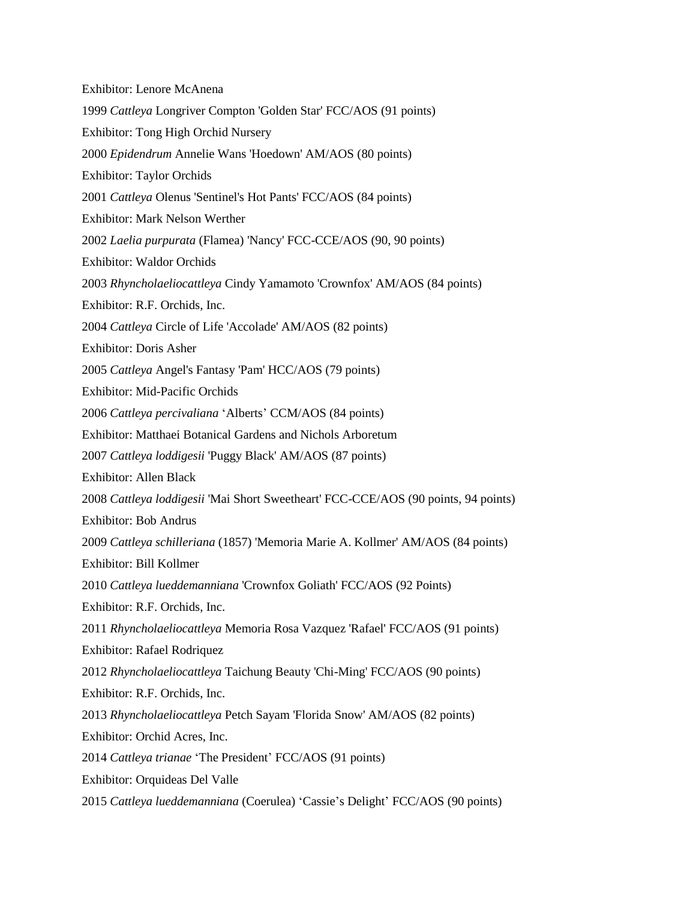Exhibitor: Lenore McAnena

1999 *Cattleya* Longriver Compton 'Golden Star' FCC/AOS (91 points)

Exhibitor: Tong High Orchid Nursery

2000 *Epidendrum* Annelie Wans 'Hoedown' AM/AOS (80 points)

Exhibitor: Taylor Orchids

2001 *Cattleya* Olenus 'Sentinel's Hot Pants' FCC/AOS (84 points)

Exhibitor: Mark Nelson Werther

2002 *Laelia purpurata* (Flamea) 'Nancy' FCC-CCE/AOS (90, 90 points)

Exhibitor: Waldor Orchids

2003 *Rhyncholaeliocattleya* Cindy Yamamoto 'Crownfox' AM/AOS (84 points)

Exhibitor: R.F. Orchids, Inc.

2004 *Cattleya* Circle of Life 'Accolade' AM/AOS (82 points)

Exhibitor: Doris Asher

2005 *Cattleya* Angel's Fantasy 'Pam' HCC/AOS (79 points)

Exhibitor: Mid-Pacific Orchids

2006 *Cattleya percivaliana* 'Alberts' CCM/AOS (84 points)

Exhibitor: Matthaei Botanical Gardens and Nichols Arboretum

2007 *Cattleya loddigesii* 'Puggy Black' AM/AOS (87 points)

Exhibitor: Allen Black

2008 *Cattleya loddigesii* 'Mai Short Sweetheart' FCC-CCE/AOS (90 points, 94 points)

Exhibitor: Bob Andrus

2009 *Cattleya schilleriana* (1857) 'Memoria Marie A. Kollmer' AM/AOS (84 points)

Exhibitor: Bill Kollmer

2010 *Cattleya lueddemanniana* 'Crownfox Goliath' FCC/AOS (92 Points)

Exhibitor: R.F. Orchids, Inc.

2011 *Rhyncholaeliocattleya* Memoria Rosa Vazquez 'Rafael' FCC/AOS (91 points)

Exhibitor: Rafael Rodriquez

2012 *Rhyncholaeliocattleya* Taichung Beauty 'Chi-Ming' FCC/AOS (90 points)

Exhibitor: R.F. Orchids, Inc.

2013 *Rhyncholaeliocattleya* Petch Sayam 'Florida Snow' AM/AOS (82 points)

Exhibitor: Orchid Acres, Inc.

2014 *Cattleya trianae* 'The President' FCC/AOS (91 points)

Exhibitor: Orquideas Del Valle

2015 *Cattleya lueddemanniana* (Coerulea) 'Cassie's Delight' FCC/AOS (90 points)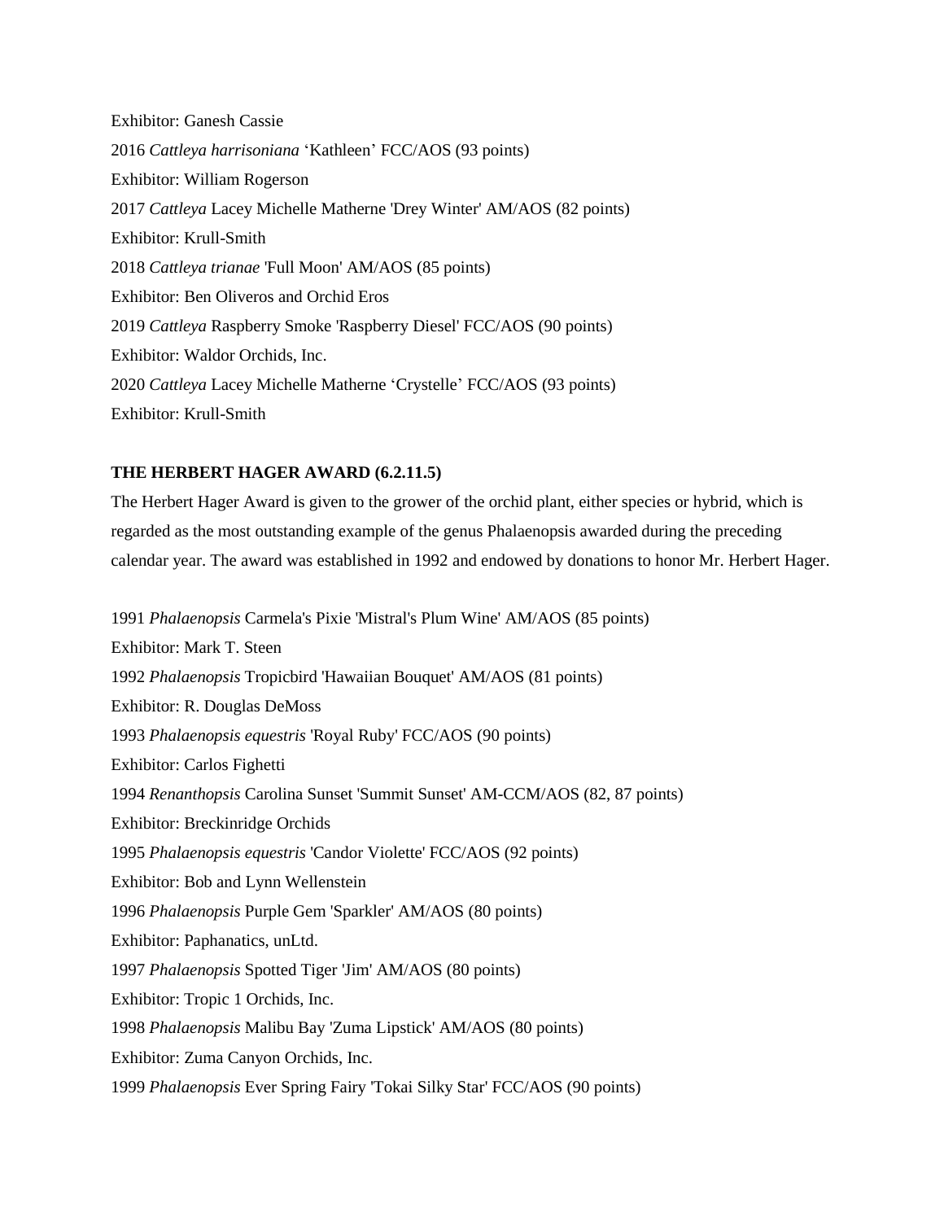Exhibitor: Ganesh Cassie

2016 *Cattleya harrisoniana* 'Kathleen' FCC/AOS (93 points)

Exhibitor: William Rogerson

2017 *Cattleya* Lacey Michelle Matherne 'Drey Winter' AM/AOS (82 points)

Exhibitor: Krull-Smith

2018 *Cattleya trianae* 'Full Moon' AM/AOS (85 points)

Exhibitor: Ben Oliveros and Orchid Eros

2019 *Cattleya* Raspberry Smoke 'Raspberry Diesel' FCC/AOS (90 points)

Exhibitor: Waldor Orchids, Inc.

2020 *Cattleya* Lacey Michelle Matherne 'Crystelle' FCC/AOS (93 points)

Exhibitor: Krull-Smith

**THE HERBERT HAGER AWARD (6.2.11.5)**

The Herbert Hager Award is given to the grower of the orchid plant, either species or hybrid, which is regarded as the most outstanding example of the genus Phalaenopsis awarded during the preceding calendar year. The award was established in 1992 and endowed by donations to honor Mr. Herbert Hager.

1991 *Phalaenopsis* Carmela's Pixie 'Mistral's Plum Wine' AM/AOS (85 points)

Exhibitor: Mark T. Steen

1992 *Phalaenopsis* Tropicbird 'Hawaiian Bouquet' AM/AOS (81 points)

Exhibitor: R. Douglas DeMoss

1993 *Phalaenopsis equestris* 'Royal Ruby' FCC/AOS (90 points)

Exhibitor: Carlos Fighetti

1994 *Renanthopsis* Carolina Sunset 'Summit Sunset' AM-CCM/AOS (82, 87 points)

Exhibitor: Breckinridge Orchids

1995 *Phalaenopsis equestris* 'Candor Violette' FCC/AOS (92 points)

Exhibitor: Bob and Lynn Wellenstein

1996 *Phalaenopsis* Purple Gem 'Sparkler' AM/AOS (80 points)

Exhibitor: Paphanatics, unLtd.

1997 *Phalaenopsis* Spotted Tiger 'Jim' AM/AOS (80 points)

Exhibitor: Tropic 1 Orchids, Inc.

1998 *Phalaenopsis* Malibu Bay 'Zuma Lipstick' AM/AOS (80 points)

Exhibitor: Zuma Canyon Orchids, Inc.

1999 *Phalaenopsis* Ever Spring Fairy 'Tokai Silky Star' FCC/AOS (90 points)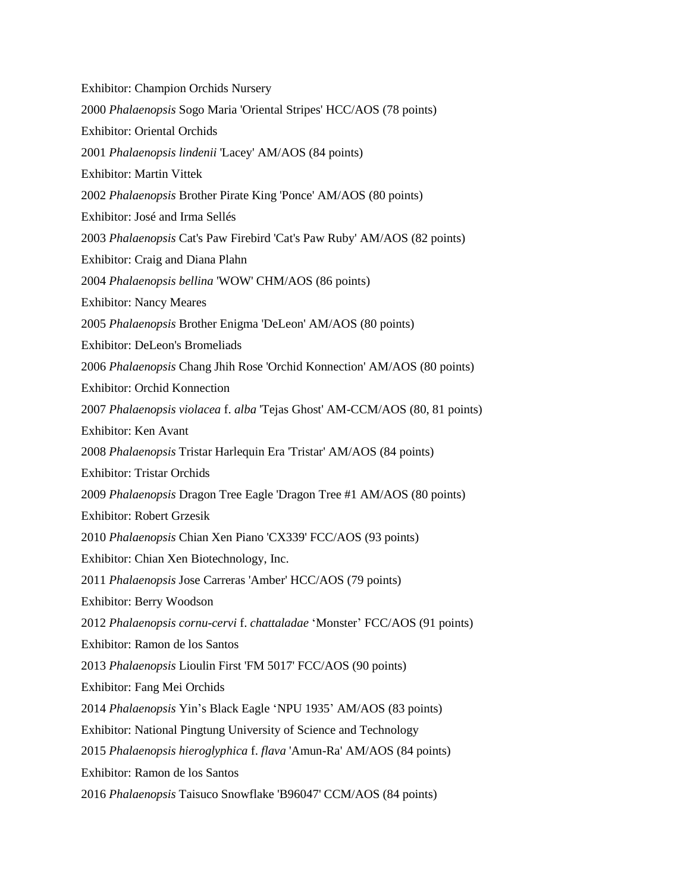Exhibitor: Champion Orchids Nursery

2000 *Phalaenopsis* Sogo Maria 'Oriental Stripes' HCC/AOS (78 points)

Exhibitor: Oriental Orchids

2001 *Phalaenopsis lindenii* 'Lacey' AM/AOS (84 points)

Exhibitor: Martin Vittek

2002 *Phalaenopsis* Brother Pirate King 'Ponce' AM/AOS (80 points)

Exhibitor: José and Irma Sellés

2003 *Phalaenopsis* Cat's Paw Firebird 'Cat's Paw Ruby' AM/AOS (82 points)

Exhibitor: Craig and Diana Plahn

2004 *Phalaenopsis bellina* 'WOW' CHM/AOS (86 points)

Exhibitor: Nancy Meares

2005 *Phalaenopsis* Brother Enigma 'DeLeon' AM/AOS (80 points)

Exhibitor: DeLeon's Bromeliads

2006 *Phalaenopsis* Chang Jhih Rose 'Orchid Konnection' AM/AOS (80 points)

Exhibitor: Orchid Konnection

2007 *Phalaenopsis violacea* f. *alba* 'Tejas Ghost' AM-CCM/AOS (80, 81 points)

Exhibitor: Ken Avant

2008 *Phalaenopsis* Tristar Harlequin Era 'Tristar' AM/AOS (84 points)

Exhibitor: Tristar Orchids

2009 *Phalaenopsis* Dragon Tree Eagle 'Dragon Tree #1 AM/AOS (80 points)

Exhibitor: Robert Grzesik

2010 *Phalaenopsis* Chian Xen Piano 'CX339' FCC/AOS (93 points)

Exhibitor: Chian Xen Biotechnology, Inc.

2011 *Phalaenopsis* Jose Carreras 'Amber' HCC/AOS (79 points)

Exhibitor: Berry Woodson

2012 *Phalaenopsis cornu-cervi* f. *chattaladae* 'Monster' FCC/AOS (91 points)

Exhibitor: Ramon de los Santos

2013 *Phalaenopsis* Lioulin First 'FM 5017' FCC/AOS (90 points)

Exhibitor: Fang Mei Orchids

2014 *Phalaenopsis* Yin's Black Eagle 'NPU 1935' AM/AOS (83 points)

Exhibitor: National Pingtung University of Science and Technology

2015 *Phalaenopsis hieroglyphica* f. *flava* 'Amun-Ra' AM/AOS (84 points)

Exhibitor: Ramon de los Santos

2016 *Phalaenopsis* Taisuco Snowflake 'B96047' CCM/AOS (84 points)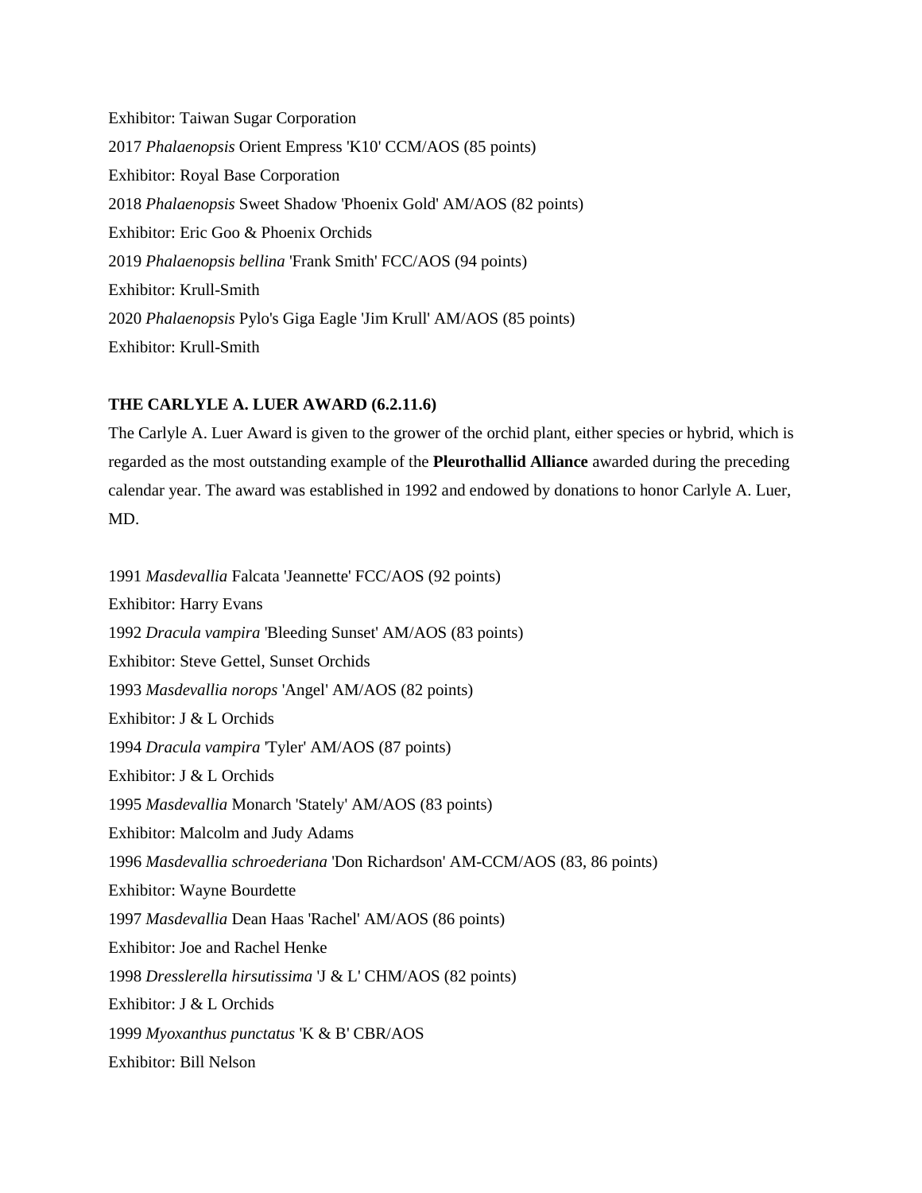Exhibitor: Taiwan Sugar Corporation

2017 *Phalaenopsis* Orient Empress 'K10' CCM/AOS (85 points)

Exhibitor: Royal Base Corporation

2018 *Phalaenopsis* Sweet Shadow 'Phoenix Gold' AM/AOS (82 points)

Exhibitor: Eric Goo & Phoenix Orchids

2019 *Phalaenopsis bellina* 'Frank Smith' FCC/AOS (94 points)

Exhibitor: Krull-Smith

2020 *Phalaenopsis* Pylo's Giga Eagle 'Jim Krull' AM/AOS (85 points)

Exhibitor: Krull-Smith

**THE CARLYLE A. LUER AWARD (6.2.11.6)**

The Carlyle A. Luer Award is given to the grower of the orchid plant, either species or hybrid, which is regarded as the most outstanding example of the **Pleurothallid Alliance** awarded during the preceding calendar year. The award was established in 1992 and endowed by donations to honor Carlyle A. Luer, MD.

1991 *Masdevallia* Falcata 'Jeannette' FCC/AOS (92 points)

Exhibitor: Harry Evans

1992 *Dracula vampira* 'Bleeding Sunset' AM/AOS (83 points)

Exhibitor: Steve Gettel, Sunset Orchids

1993 *Masdevallia norops* 'Angel' AM/AOS (82 points)

Exhibitor: J & L Orchids

1994 *Dracula vampira* 'Tyler' AM/AOS (87 points)

Exhibitor: J & L Orchids

1995 *Masdevallia* Monarch 'Stately' AM/AOS (83 points)

Exhibitor: Malcolm and Judy Adams

1996 *Masdevallia schroederiana* 'Don Richardson' AM-CCM/AOS (83, 86 points)

Exhibitor: Wayne Bourdette

1997 *Masdevallia* Dean Haas 'Rachel' AM/AOS (86 points)

Exhibitor: Joe and Rachel Henke

1998 *Dresslerella hirsutissima* 'J & L' CHM/AOS (82 points)

Exhibitor: J & L Orchids

1999 *Myoxanthus punctatus* 'K & B' CBR/AOS

Exhibitor: Bill Nelson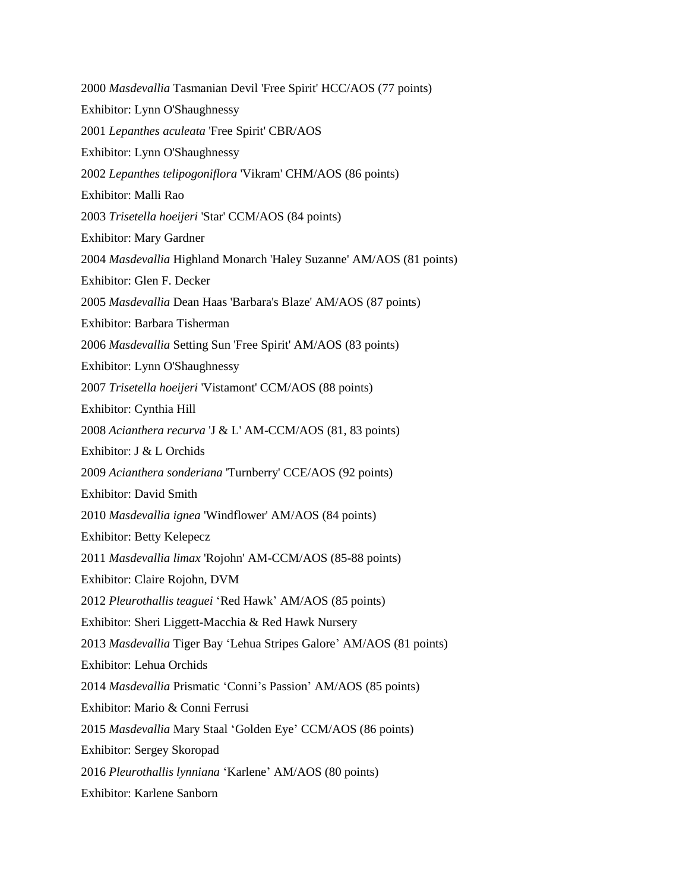2000 *Masdevallia* Tasmanian Devil 'Free Spirit' HCC/AOS (77 points)

Exhibitor: Lynn O'Shaughnessy

2001 *Lepanthes aculeata* 'Free Spirit' CBR/AOS

Exhibitor: Lynn O'Shaughnessy

2002 *Lepanthes telipogoniflora* 'Vikram' CHM/AOS (86 points)

Exhibitor: Malli Rao

2003 *Trisetella hoeijeri* 'Star' CCM/AOS (84 points)

Exhibitor: Mary Gardner

2004 *Masdevallia* Highland Monarch 'Haley Suzanne' AM/AOS (81 points)

Exhibitor: Glen F. Decker

2005 *Masdevallia* Dean Haas 'Barbara's Blaze' AM/AOS (87 points)

Exhibitor: Barbara Tisherman

2006 *Masdevallia* Setting Sun 'Free Spirit' AM/AOS (83 points)

Exhibitor: Lynn O'Shaughnessy

2007 *Trisetella hoeijeri* 'Vistamont' CCM/AOS (88 points)

Exhibitor: Cynthia Hill

2008 *Acianthera recurva* 'J & L' AM-CCM/AOS (81, 83 points)

Exhibitor: J & L Orchids

2009 *Acianthera sonderiana* 'Turnberry' CCE/AOS (92 points)

Exhibitor: David Smith

2010 *Masdevallia ignea* 'Windflower' AM/AOS (84 points)

Exhibitor: Betty Kelepecz

2011 *Masdevallia limax* 'Rojohn' AM-CCM/AOS (85-88 points)

Exhibitor: Claire Rojohn, DVM

2012 *Pleurothallis teaguei* 'Red Hawk' AM/AOS (85 points)

Exhibitor: Sheri Liggett-Macchia & Red Hawk Nursery

2013 *Masdevallia* Tiger Bay 'Lehua Stripes Galore' AM/AOS (81 points)

Exhibitor: Lehua Orchids

2014 *Masdevallia* Prismatic 'Conni's Passion' AM/AOS (85 points)

Exhibitor: Mario & Conni Ferrusi

2015 *Masdevallia* Mary Staal 'Golden Eye' CCM/AOS (86 points)

Exhibitor: Sergey Skoropad

2016 *Pleurothallis lynniana* 'Karlene' AM/AOS (80 points)

Exhibitor: Karlene Sanborn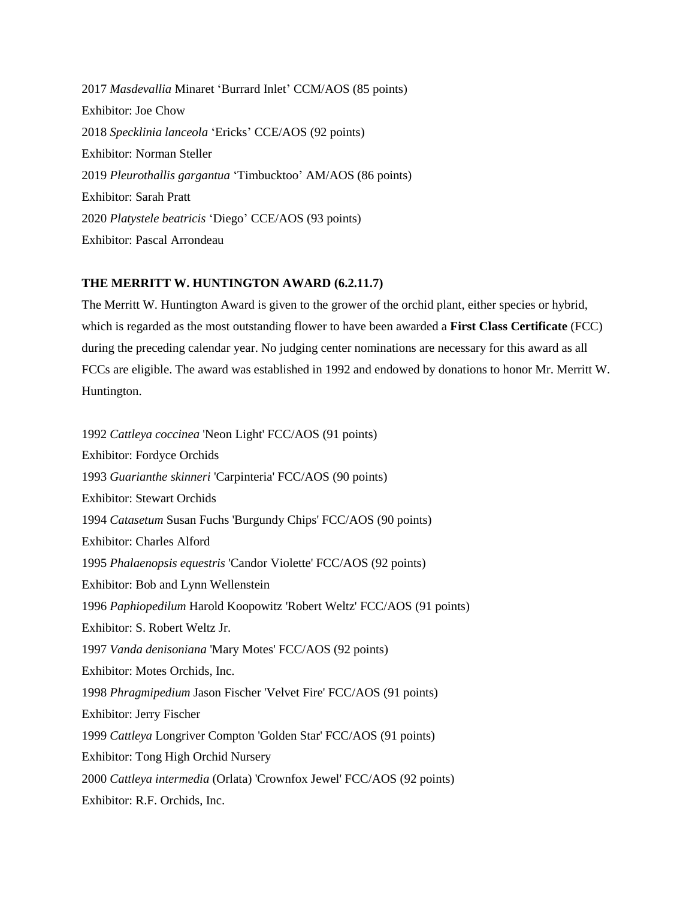2017 *Masdevallia* Minaret ‘Burrard Inlet’ CCM/AOS (85 points)

Exhibitor: Joe Chow

2018 *Specklinia lanceola* ‘Ericks’ CCE/AOS (92 points)

Exhibitor: Norman Steller

2019 *Pleurothallis gargantua* ‘Timbucktoo’ AM/AOS (86 points)

Exhibitor: Sarah Pratt

2020 *Platystele beatricis* ‘Diego’ CCE/AOS (93 points)

Exhibitor: Pascal Arrondeau

**THE MERRITT W. HUNTINGTON AWARD (6.2.11.7)**

The Merritt W. Huntington Award is given to the grower of the orchid plant, either species or hybrid, which is regarded as the most outstanding flower to have been awarded a **First Class Certificate** (FCC) during the preceding calendar year. No judging center nominations are necessary for this award as all FCCs are eligible. The award was established in 1992 and endowed by donations to honor Mr. Merritt W. Huntington.

1992 *Cattleya coccinea* 'Neon Light' FCC/AOS (91 points)

Exhibitor: Fordyce Orchids

1993 *Guarianthe skinneri* 'Carpinteria' FCC/AOS (90 points)

Exhibitor: Stewart Orchids

1994 *Catasetum* Susan Fuchs 'Burgundy Chips' FCC/AOS (90 points)

Exhibitor: Charles Alford

1995 *Phalaenopsis equestris* 'Candor Violette' FCC/AOS (92 points)

Exhibitor: Bob and Lynn Wellenstein

1996 *Paphiopedilum* Harold Koopowitz 'Robert Weltz' FCC/AOS (91 points)

Exhibitor: S. Robert Weltz Jr.

1997 *Vanda denisoniana* 'Mary Motes' FCC/AOS (92 points)

Exhibitor: Motes Orchids, Inc.

1998 *Phragmipedium* Jason Fischer 'Velvet Fire' FCC/AOS (91 points)

Exhibitor: Jerry Fischer

1999 *Cattleya* Longriver Compton 'Golden Star' FCC/AOS (91 points)

Exhibitor: Tong High Orchid Nursery

2000 *Cattleya intermedia* (Orlata) 'Crownfox Jewel' FCC/AOS (92 points)

Exhibitor: R.F. Orchids, Inc.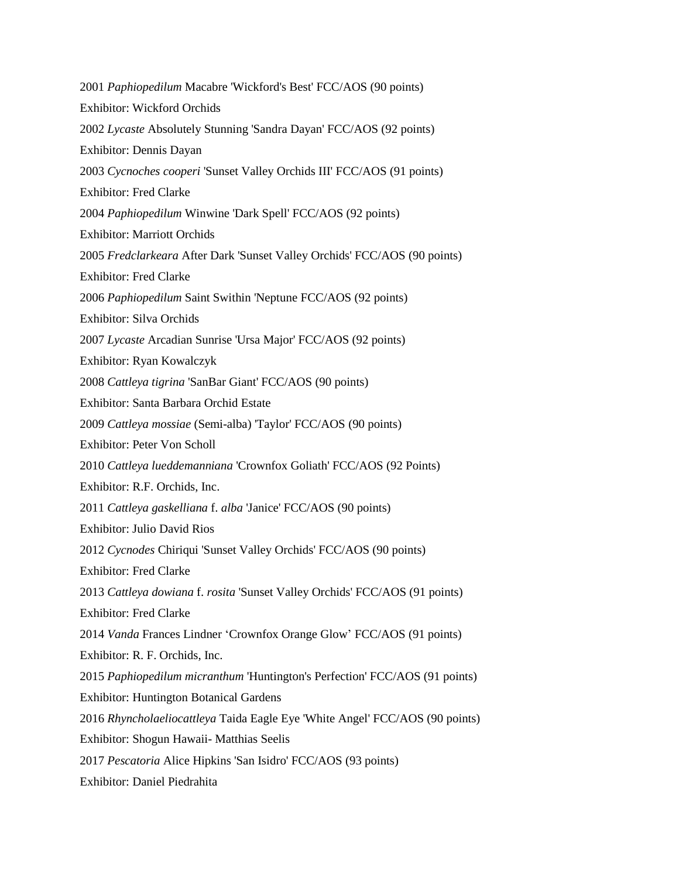2001 *Paphiopedilum* Macabre 'Wickford's Best' FCC/AOS (90 points)

Exhibitor: Wickford Orchids

2002 *Lycaste* Absolutely Stunning 'Sandra Dayan' FCC/AOS (92 points)

Exhibitor: Dennis Dayan

2003 *Cycnoches cooperi* 'Sunset Valley Orchids III' FCC/AOS (91 points)

Exhibitor: Fred Clarke

2004 *Paphiopedilum* Winwine 'Dark Spell' FCC/AOS (92 points)

Exhibitor: Marriott Orchids

2005 *Fredclarkeara* After Dark 'Sunset Valley Orchids' FCC/AOS (90 points)

Exhibitor: Fred Clarke

2006 *Paphiopedilum* Saint Swithin 'Neptune FCC/AOS (92 points)

Exhibitor: Silva Orchids

2007 *Lycaste* Arcadian Sunrise 'Ursa Major' FCC/AOS (92 points)

Exhibitor: Ryan Kowalczyk

2008 *Cattleya tigrina* 'SanBar Giant' FCC/AOS (90 points)

Exhibitor: Santa Barbara Orchid Estate

2009 *Cattleya mossiae* (Semi-alba) 'Taylor' FCC/AOS (90 points)

Exhibitor: Peter Von Scholl

2010 *Cattleya lueddemanniana* 'Crownfox Goliath' FCC/AOS (92 Points)

Exhibitor: R.F. Orchids, Inc.

2011 *Cattleya gaskelliana* f. *alba* 'Janice' FCC/AOS (90 points)

Exhibitor: Julio David Rios

2012 *Cycnodes* Chiriqui 'Sunset Valley Orchids' FCC/AOS (90 points)

Exhibitor: Fred Clarke

2013 *Cattleya dowiana* f. *rosita* 'Sunset Valley Orchids' FCC/AOS (91 points)

Exhibitor: Fred Clarke

2014 *Vanda* Frances Lindner 'Crownfox Orange Glow' FCC/AOS (91 points)

Exhibitor: R. F. Orchids, Inc.

2015 *Paphiopedilum micranthum* 'Huntington's Perfection' FCC/AOS (91 points)

Exhibitor: Huntington Botanical Gardens

2016 *Rhyncholaeliocattleya* Taida Eagle Eye 'White Angel' FCC/AOS (90 points)

Exhibitor: Shogun Hawaii- Matthias Seelis

2017 *Pescatoria* Alice Hipkins 'San Isidro' FCC/AOS (93 points)

Exhibitor: Daniel Piedrahita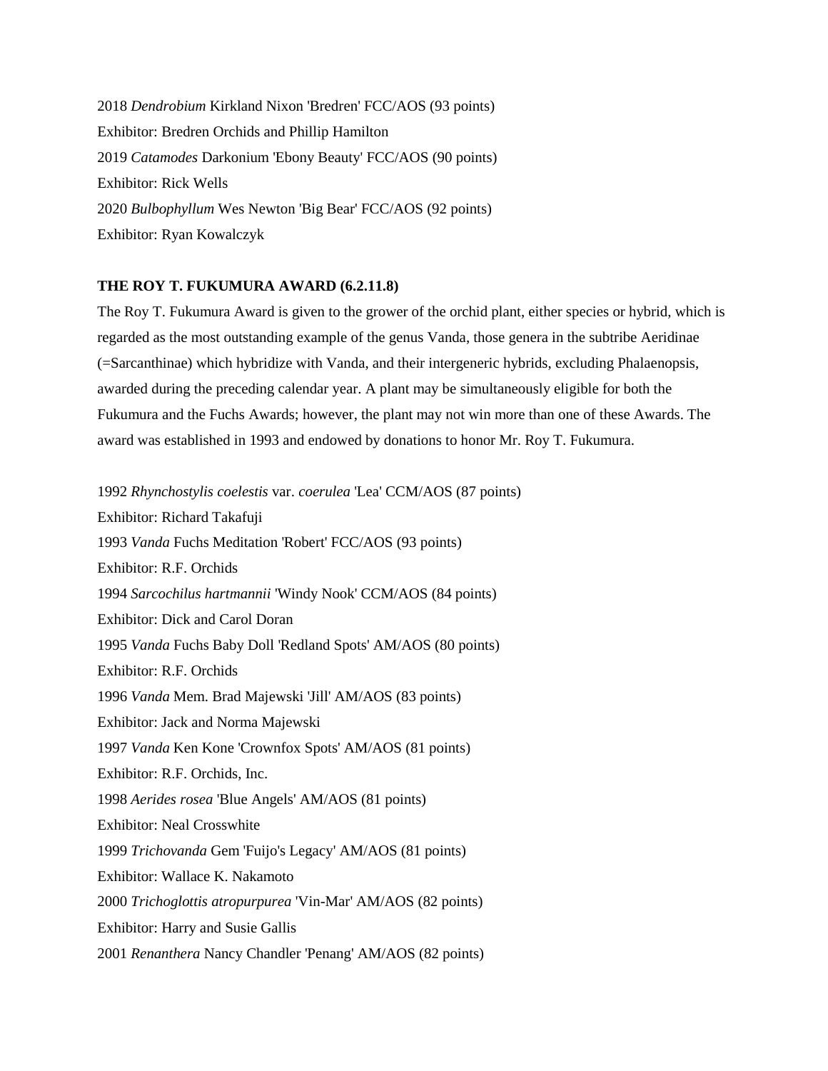2018 *Dendrobium* Kirkland Nixon 'Bredren' FCC/AOS (93 points)

Exhibitor: Bredren Orchids and Phillip Hamilton

2019 *Catamodes* Darkonium 'Ebony Beauty' FCC/AOS (90 points)

Exhibitor: Rick Wells

2020 *Bulbophyllum* Wes Newton 'Big Bear' FCC/AOS (92 points)

Exhibitor: Ryan Kowalczyk

**THE ROY T. FUKUMURA AWARD (6.2.11.8)**

The Roy T. Fukumura Award is given to the grower of the orchid plant, either species or hybrid, which is regarded as the most outstanding example of the genus Vanda, those genera in the subtribe Aeridinae (=Sarcanthinae) which hybridize with Vanda, and their intergeneric hybrids, excluding Phalaenopsis, awarded during the preceding calendar year. A plant may be simultaneously eligible for both the Fukumura and the Fuchs Awards; however, the plant may not win more than one of these Awards. The award was established in 1993 and endowed by donations to honor Mr. Roy T. Fukumura.

1992 *Rhynchostylis coelestis* var. *coerulea* 'Lea' CCM/AOS (87 points)

Exhibitor: Richard Takafuji

1993 *Vanda* Fuchs Meditation 'Robert' FCC/AOS (93 points)

Exhibitor: R.F. Orchids

1994 *Sarcochilus hartmannii* 'Windy Nook' CCM/AOS (84 points)

Exhibitor: Dick and Carol Doran

1995 *Vanda* Fuchs Baby Doll 'Redland Spots' AM/AOS (80 points)

Exhibitor: R.F. Orchids

1996 *Vanda* Mem. Brad Majewski 'Jill' AM/AOS (83 points)

Exhibitor: Jack and Norma Majewski

1997 *Vanda* Ken Kone 'Crownfox Spots' AM/AOS (81 points)

Exhibitor: R.F. Orchids, Inc.

1998 *Aerides rosea* 'Blue Angels' AM/AOS (81 points)

Exhibitor: Neal Crosswhite

1999 *Trichovanda* Gem 'Fuijo's Legacy' AM/AOS (81 points)

Exhibitor: Wallace K. Nakamoto

2000 *Trichoglottis atropurpurea* 'Vin-Mar' AM/AOS (82 points)

Exhibitor: Harry and Susie Gallis

2001 *Renanthera* Nancy Chandler 'Penang' AM/AOS (82 points)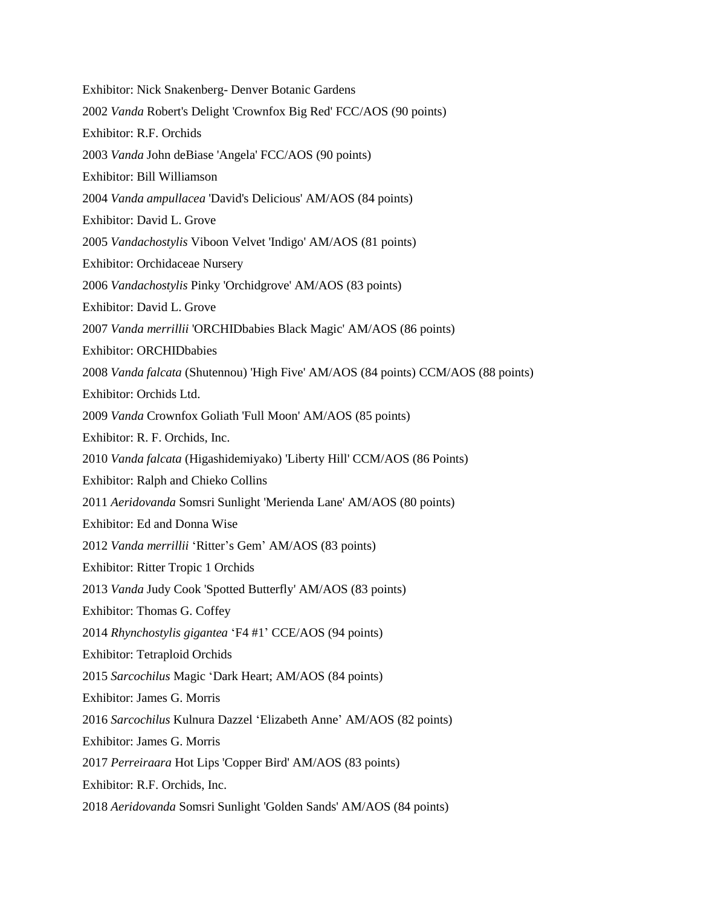Exhibitor: Nick Snakenberg- Denver Botanic Gardens

2002 *Vanda* Robert's Delight 'Crownfox Big Red' FCC/AOS (90 points)

Exhibitor: R.F. Orchids

2003 *Vanda* John deBiase 'Angela' FCC/AOS (90 points)

Exhibitor: Bill Williamson

2004 *Vanda ampullacea* 'David's Delicious' AM/AOS (84 points)

Exhibitor: David L. Grove

2005 *Vandachostylis* Viboon Velvet 'Indigo' AM/AOS (81 points)

Exhibitor: Orchidaceae Nursery

2006 *Vandachostylis* Pinky 'Orchidgrove' AM/AOS (83 points)

Exhibitor: David L. Grove

2007 *Vanda merrillii* 'ORCHIDbabies Black Magic' AM/AOS (86 points)

Exhibitor: ORCHIDbabies

2008 *Vanda falcata* (Shutennou) 'High Five' AM/AOS (84 points) CCM/AOS (88 points)

Exhibitor: Orchids Ltd.

2009 *Vanda* Crownfox Goliath 'Full Moon' AM/AOS (85 points)

Exhibitor: R. F. Orchids, Inc.

2010 *Vanda falcata* (Higashidemiyako) 'Liberty Hill' CCM/AOS (86 Points)

Exhibitor: Ralph and Chieko Collins

2011 *Aeridovanda* Somsri Sunlight 'Merienda Lane' AM/AOS (80 points)

Exhibitor: Ed and Donna Wise

2012 *Vanda merrillii* 'Ritter's Gem' AM/AOS (83 points)

Exhibitor: Ritter Tropic 1 Orchids

2013 *Vanda* Judy Cook 'Spotted Butterfly' AM/AOS (83 points)

Exhibitor: Thomas G. Coffey

2014 *Rhynchostylis gigantea* 'F4 #1' CCE/AOS (94 points)

Exhibitor: Tetraploid Orchids

2015 *Sarcochilus* Magic 'Dark Heart; AM/AOS (84 points)

Exhibitor: James G. Morris

2016 *Sarcochilus* Kulnura Dazzel 'Elizabeth Anne' AM/AOS (82 points)

Exhibitor: James G. Morris

2017 *Perreiraara* Hot Lips 'Copper Bird' AM/AOS (83 points)

Exhibitor: R.F. Orchids, Inc.

2018 *Aeridovanda* Somsri Sunlight 'Golden Sands' AM/AOS (84 points)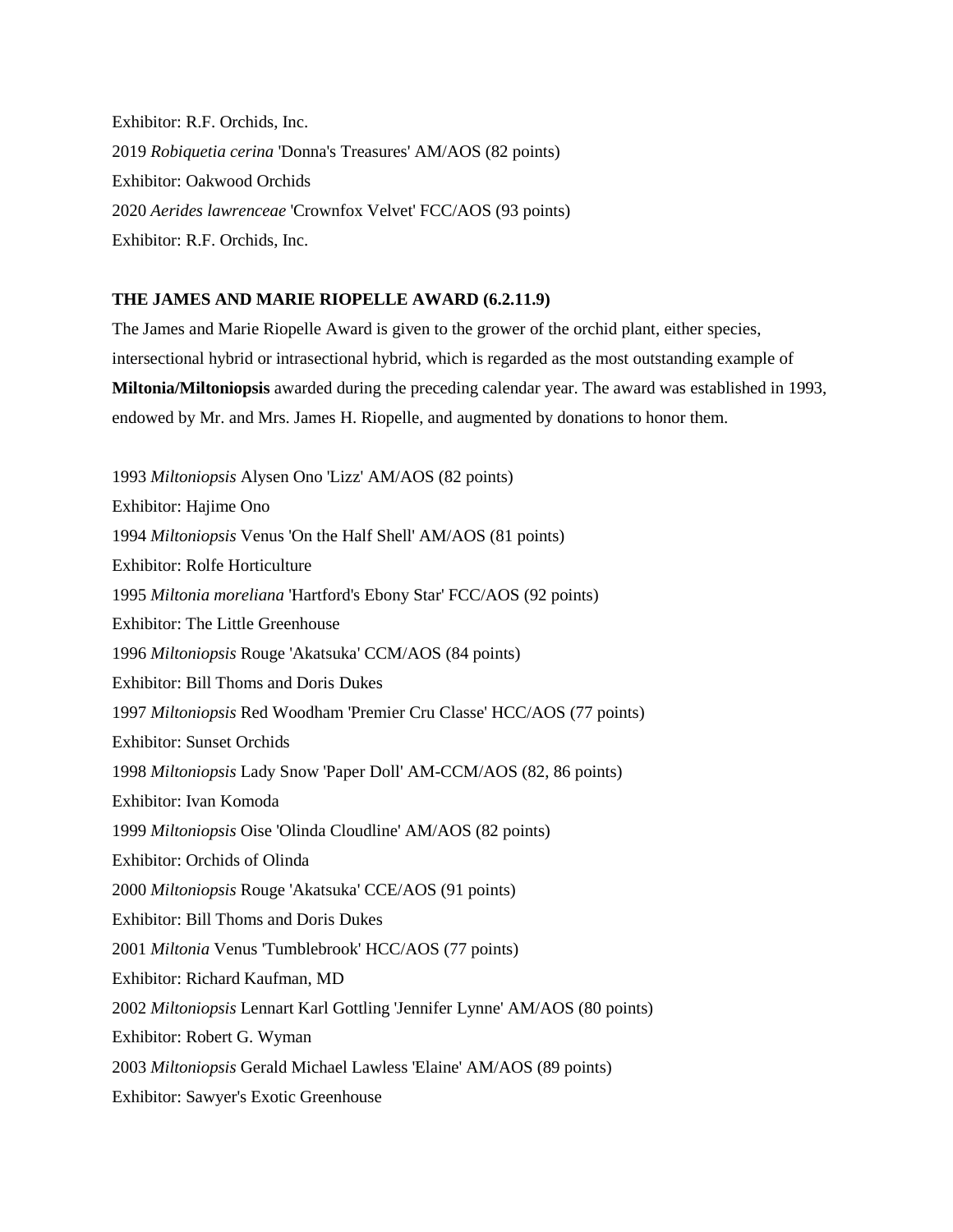Exhibitor: R.F. Orchids, Inc.

2019 *Robiquetia cerina* 'Donna's Treasures' AM/AOS (82 points)

Exhibitor: Oakwood Orchids

2020 *Aerides lawrenceae* 'Crownfox Velvet' FCC/AOS (93 points)

Exhibitor: R.F. Orchids, Inc.

**THE JAMES AND MARIE RIOPELLE AWARD (6.2.11.9)**

The James and Marie Riopelle Award is given to the grower of the orchid plant, either species, intersectional hybrid or intrasectional hybrid, which is regarded as the most outstanding example of **Miltonia/Miltoniopsis** awarded during the preceding calendar year. The award was established in 1993, endowed by Mr. and Mrs. James H. Riopelle, and augmented by donations to honor them.

1993 *Miltoniopsis* Alysen Ono 'Lizz' AM/AOS (82 points)

Exhibitor: Hajime Ono

1994 *Miltoniopsis* Venus 'On the Half Shell' AM/AOS (81 points)

Exhibitor: Rolfe Horticulture

1995 *Miltonia moreliana* 'Hartford's Ebony Star' FCC/AOS (92 points)

Exhibitor: The Little Greenhouse

1996 *Miltoniopsis* Rouge 'Akatsuka' CCM/AOS (84 points)

Exhibitor: Bill Thoms and Doris Dukes

1997 *Miltoniopsis* Red Woodham 'Premier Cru Classe' HCC/AOS (77 points)

Exhibitor: Sunset Orchids

1998 *Miltoniopsis* Lady Snow 'Paper Doll' AM-CCM/AOS (82, 86 points)

Exhibitor: Ivan Komoda

1999 *Miltoniopsis* Oise 'Olinda Cloudline' AM/AOS (82 points)

Exhibitor: Orchids of Olinda

2000 *Miltoniopsis* Rouge 'Akatsuka' CCE/AOS (91 points)

Exhibitor: Bill Thoms and Doris Dukes

2001 *Miltonia* Venus 'Tumblebrook' HCC/AOS (77 points)

Exhibitor: Richard Kaufman, MD

2002 *Miltoniopsis* Lennart Karl Gottling 'Jennifer Lynne' AM/AOS (80 points)

Exhibitor: Robert G. Wyman

2003 *Miltoniopsis* Gerald Michael Lawless 'Elaine' AM/AOS (89 points)

Exhibitor: Sawyer's Exotic Greenhouse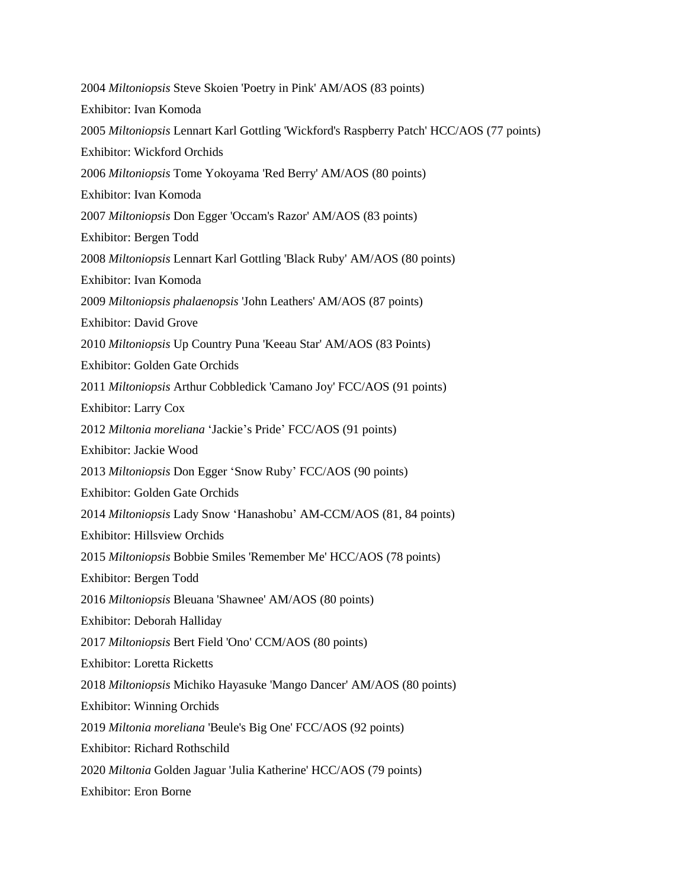2004 *Miltoniopsis* Steve Skoien 'Poetry in Pink' AM/AOS (83 points)

Exhibitor: Ivan Komoda

2005 *Miltoniopsis* Lennart Karl Gottling 'Wickford's Raspberry Patch' HCC/AOS (77 points)

Exhibitor: Wickford Orchids

2006 *Miltoniopsis* Tome Yokoyama 'Red Berry' AM/AOS (80 points)

Exhibitor: Ivan Komoda

2007 *Miltoniopsis* Don Egger 'Occam's Razor' AM/AOS (83 points)

Exhibitor: Bergen Todd

2008 *Miltoniopsis* Lennart Karl Gottling 'Black Ruby' AM/AOS (80 points)

Exhibitor: Ivan Komoda

2009 *Miltoniopsis phalaenopsis* 'John Leathers' AM/AOS (87 points)

Exhibitor: David Grove

2010 *Miltoniopsis* Up Country Puna 'Keeau Star' AM/AOS (83 Points)

Exhibitor: Golden Gate Orchids

2011 *Miltoniopsis* Arthur Cobbledick 'Camano Joy' FCC/AOS (91 points)

Exhibitor: Larry Cox

2012 *Miltonia moreliana* 'Jackie's Pride' FCC/AOS (91 points)

Exhibitor: Jackie Wood

2013 *Miltoniopsis* Don Egger 'Snow Ruby' FCC/AOS (90 points)

Exhibitor: Golden Gate Orchids

2014 *Miltoniopsis* Lady Snow 'Hanashobu' AM-CCM/AOS (81, 84 points)

Exhibitor: Hillsview Orchids

2015 *Miltoniopsis* Bobbie Smiles 'Remember Me' HCC/AOS (78 points)

Exhibitor: Bergen Todd

2016 *Miltoniopsis* Bleuana 'Shawnee' AM/AOS (80 points)

Exhibitor: Deborah Halliday

2017 *Miltoniopsis* Bert Field 'Ono' CCM/AOS (80 points)

Exhibitor: Loretta Ricketts

2018 *Miltoniopsis* Michiko Hayasuke 'Mango Dancer' AM/AOS (80 points)

Exhibitor: Winning Orchids

2019 *Miltonia moreliana* 'Beule's Big One' FCC/AOS (92 points)

Exhibitor: Richard Rothschild

2020 *Miltonia* Golden Jaguar 'Julia Katherine' HCC/AOS (79 points)

Exhibitor: Eron Borne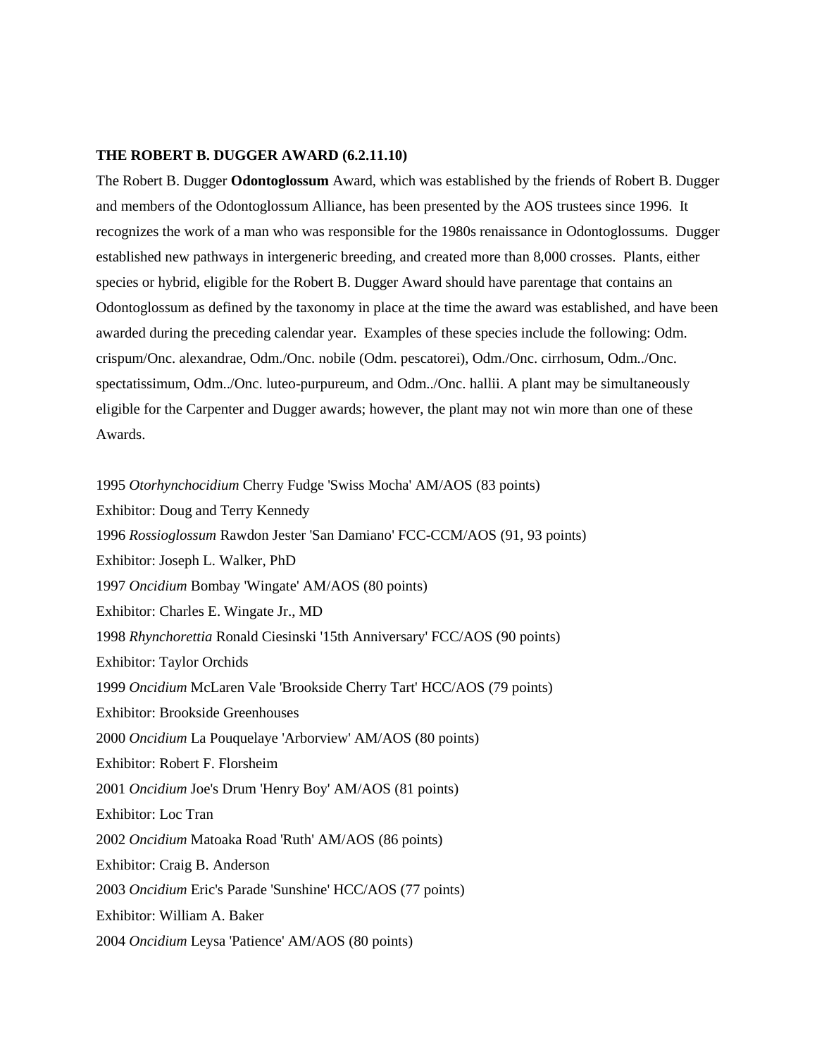**THE ROBERT B. DUGGER AWARD (6.2.11.10)**

The Robert B. Dugger **Odontoglossum** Award, which was established by the friends of Robert B. Dugger and members of the Odontoglossum Alliance, has been presented by the AOS trustees since 1996. It recognizes the work of a man who was responsible for the 1980s renaissance in Odontoglossums. Dugger established new pathways in intergeneric breeding, and created more than 8,000 crosses. Plants, either species or hybrid, eligible for the Robert B. Dugger Award should have parentage that contains an Odontoglossum as defined by the taxonomy in place at the time the award was established, and have been awarded during the preceding calendar year. Examples of these species include the following: Odm. crispum/Onc. alexandrae, Odm./Onc. nobile (Odm. pescatorei), Odm./Onc. cirrhosum, Odm../Onc. spectatissimum, Odm../Onc. luteo-purpureum, and Odm../Onc. hallii. A plant may be simultaneously eligible for the Carpenter and Dugger awards; however, the plant may not win more than one of these Awards.

1995 *Otorhynchocidium* Cherry Fudge 'Swiss Mocha' AM/AOS (83 points)
Exhibitor: Doug and Terry Kennedy
1996 *Rossioglossum* Rawdon Jester 'San Damiano' FCC-CCM/AOS (91, 93 points)
Exhibitor: Joseph L. Walker, PhD
1997 *Oncidium* Bombay 'Wingate' AM/AOS (80 points)
Exhibitor: Charles E. Wingate Jr., MD
1998 *Rhynchorettia* Ronald Ciesinski '15th Anniversary' FCC/AOS (90 points)
Exhibitor: Taylor Orchids
1999 *Oncidium* McLaren Vale 'Brookside Cherry Tart' HCC/AOS (79 points)
Exhibitor: Brookside Greenhouses
2000 *Oncidium* La Pouquelaye 'Arborview' AM/AOS (80 points)
Exhibitor: Robert F. Florsheim
2001 *Oncidium* Joe's Drum 'Henry Boy' AM/AOS (81 points)
Exhibitor: Loc Tran
2002 *Oncidium* Matoaka Road 'Ruth' AM/AOS (86 points)
Exhibitor: Craig B. Anderson
2003 *Oncidium* Eric's Parade 'Sunshine' HCC/AOS (77 points)
Exhibitor: William A. Baker
2004 *Oncidium* Leysa 'Patience' AM/AOS (80 points)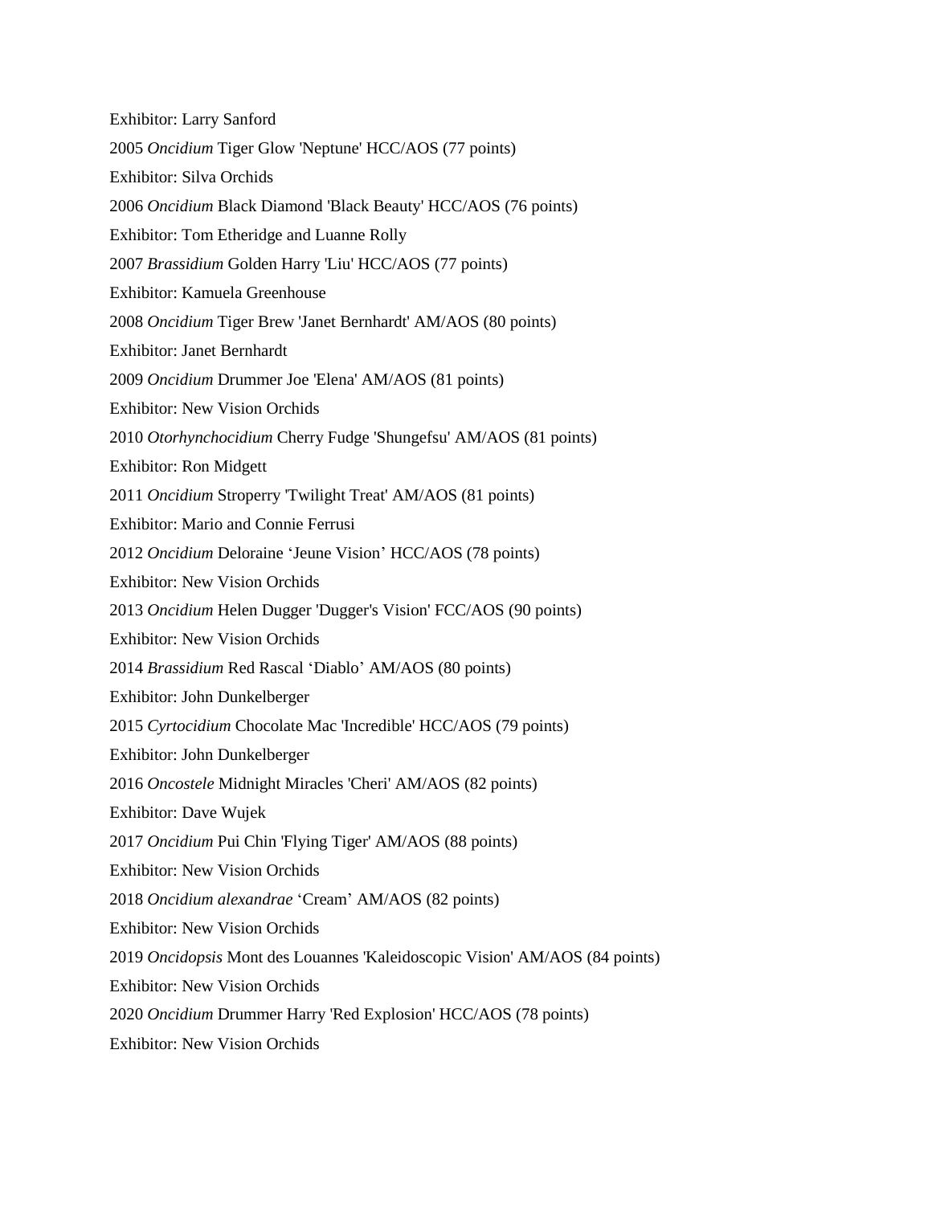Exhibitor: Larry Sanford

2005 *Oncidium* Tiger Glow 'Neptune' HCC/AOS (77 points)

Exhibitor: Silva Orchids

2006 *Oncidium* Black Diamond 'Black Beauty' HCC/AOS (76 points)

Exhibitor: Tom Etheridge and Luanne Rolly

2007 *Brassidium* Golden Harry 'Liu' HCC/AOS (77 points)

Exhibitor: Kamuela Greenhouse

2008 *Oncidium* Tiger Brew 'Janet Bernhardt' AM/AOS (80 points)

Exhibitor: Janet Bernhardt

2009 *Oncidium* Drummer Joe 'Elena' AM/AOS (81 points)

Exhibitor: New Vision Orchids

2010 *Otorhynchocidium* Cherry Fudge 'Shungefsu' AM/AOS (81 points)

Exhibitor: Ron Midgett

2011 *Oncidium* Stroperry 'Twilight Treat' AM/AOS (81 points)

Exhibitor: Mario and Connie Ferrusi

2012 *Oncidium* Deloraine ‘Jeune Vision’ HCC/AOS (78 points)

Exhibitor: New Vision Orchids

2013 *Oncidium* Helen Dugger 'Dugger's Vision' FCC/AOS (90 points)

Exhibitor: New Vision Orchids

2014 *Brassidium* Red Rascal ‘Diablo’ AM/AOS (80 points)

Exhibitor: John Dunkelberger

2015 *Cyrtocidium* Chocolate Mac 'Incredible' HCC/AOS (79 points)

Exhibitor: John Dunkelberger

2016 *Oncostele* Midnight Miracles 'Cheri' AM/AOS (82 points)

Exhibitor: Dave Wujek

2017 *Oncidium* Pui Chin 'Flying Tiger' AM/AOS (88 points)

Exhibitor: New Vision Orchids

2018 *Oncidium alexandrae* ‘Cream’ AM/AOS (82 points)

Exhibitor: New Vision Orchids

2019 *Oncidopsis* Mont des Louannes 'Kaleidoscopic Vision' AM/AOS (84 points)

Exhibitor: New Vision Orchids

2020 *Oncidium* Drummer Harry 'Red Explosion' HCC/AOS (78 points)

Exhibitor: New Vision Orchids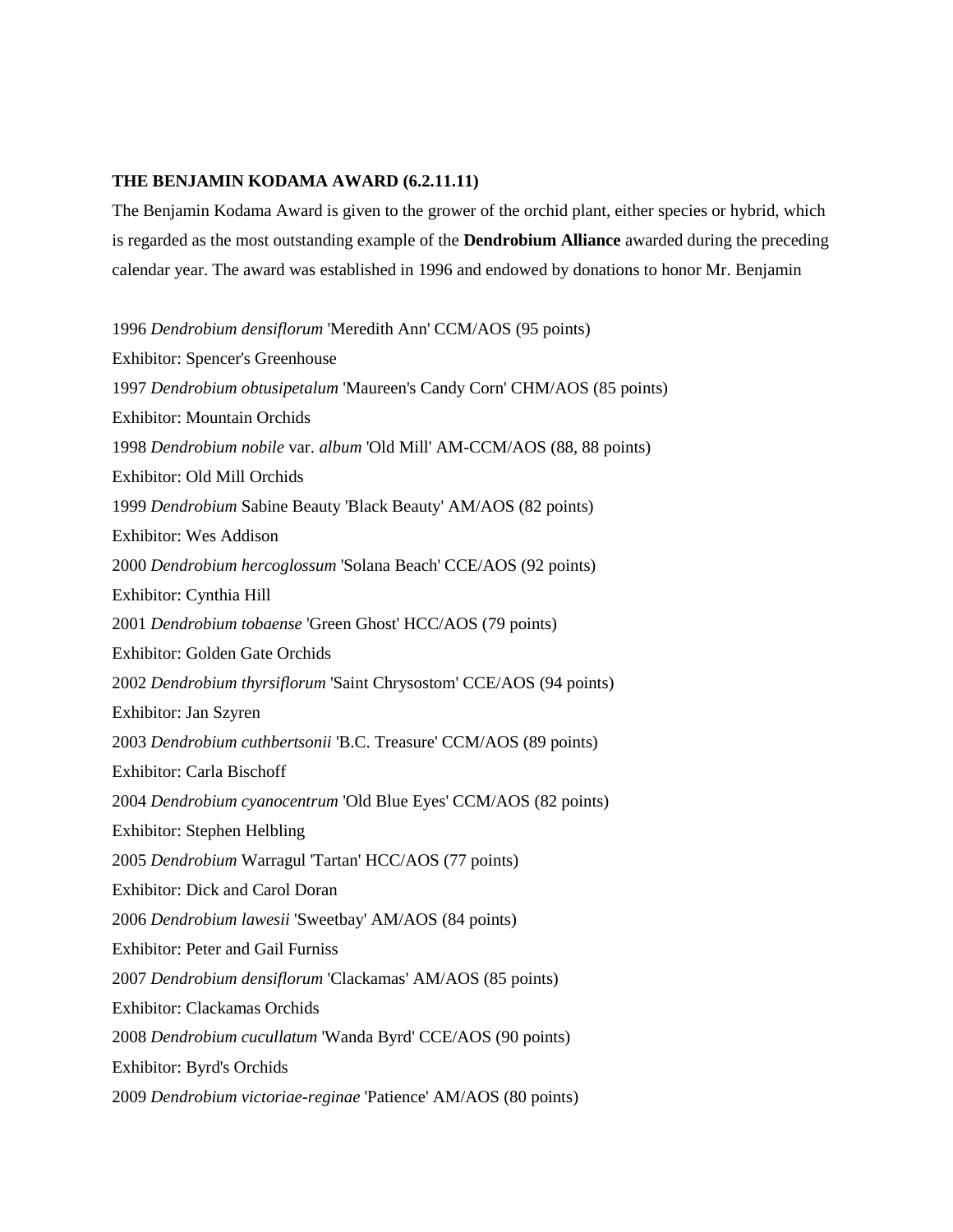**THE BENJAMIN KODAMA AWARD (6.2.11.11)**

The Benjamin Kodama Award is given to the grower of the orchid plant, either species or hybrid, which is regarded as the most outstanding example of the **Dendrobium Alliance** awarded during the preceding calendar year. The award was established in 1996 and endowed by donations to honor Mr. Benjamin

1996 *Dendrobium densiflorum* 'Meredith Ann' CCM/AOS (95 points)

Exhibitor: Spencer's Greenhouse

1997 *Dendrobium obtusipetalum* 'Maureen's Candy Corn' CHM/AOS (85 points)

Exhibitor: Mountain Orchids

1998 *Dendrobium nobile* var. *album* 'Old Mill' AM-CCM/AOS (88, 88 points)

Exhibitor: Old Mill Orchids

1999 *Dendrobium* Sabine Beauty 'Black Beauty' AM/AOS (82 points)

Exhibitor: Wes Addison

2000 *Dendrobium hercoglossum* 'Solana Beach' CCE/AOS (92 points)

Exhibitor: Cynthia Hill

2001 *Dendrobium tobaense* 'Green Ghost' HCC/AOS (79 points)

Exhibitor: Golden Gate Orchids

2002 *Dendrobium thyrsiflorum* 'Saint Chrysostom' CCE/AOS (94 points)

Exhibitor: Jan Szyren

2003 *Dendrobium cuthbertsonii* 'B.C. Treasure' CCM/AOS (89 points)

Exhibitor: Carla Bischoff

2004 *Dendrobium cyanocentrum* 'Old Blue Eyes' CCM/AOS (82 points)

Exhibitor: Stephen Helbling

2005 *Dendrobium* Warragul 'Tartan' HCC/AOS (77 points)

Exhibitor: Dick and Carol Doran

2006 *Dendrobium lawesii* 'Sweetbay' AM/AOS (84 points)

Exhibitor: Peter and Gail Furniss

2007 *Dendrobium densiflorum* 'Clackamas' AM/AOS (85 points)

Exhibitor: Clackamas Orchids

2008 *Dendrobium cucullatum* 'Wanda Byrd' CCE/AOS (90 points)

Exhibitor: Byrd's Orchids

2009 *Dendrobium victoriae-reginae* 'Patience' AM/AOS (80 points)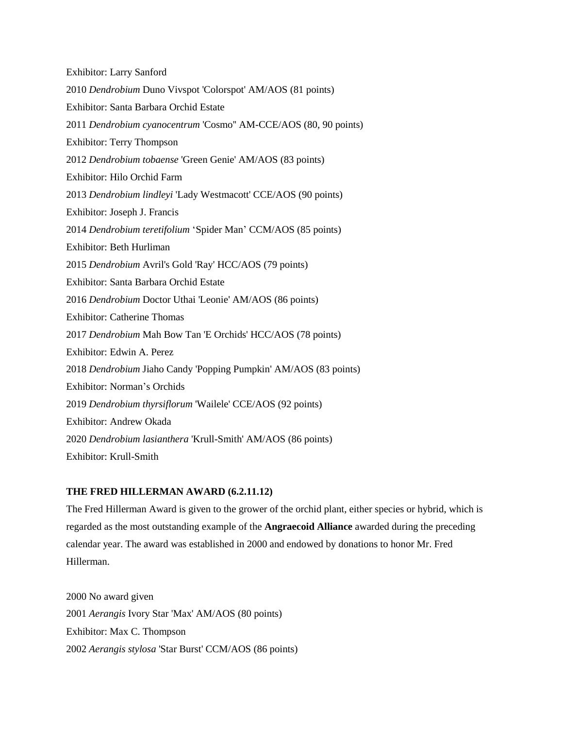Exhibitor: Larry Sanford

2010 *Dendrobium* Duno Vivspot 'Colorspot' AM/AOS (81 points)

Exhibitor: Santa Barbara Orchid Estate

2011 *Dendrobium cyanocentrum* 'Cosmo'' AM-CCE/AOS (80, 90 points)

Exhibitor: Terry Thompson

2012 *Dendrobium tobaense* 'Green Genie' AM/AOS (83 points)

Exhibitor: Hilo Orchid Farm

2013 *Dendrobium lindleyi* 'Lady Westmacott' CCE/AOS (90 points)

Exhibitor: Joseph J. Francis

2014 *Dendrobium teretifolium* 'Spider Man' CCM/AOS (85 points)

Exhibitor: Beth Hurliman

2015 *Dendrobium* Avril's Gold 'Ray' HCC/AOS (79 points)

Exhibitor: Santa Barbara Orchid Estate

2016 *Dendrobium* Doctor Uthai 'Leonie' AM/AOS (86 points)

Exhibitor: Catherine Thomas

2017 *Dendrobium* Mah Bow Tan 'E Orchids' HCC/AOS (78 points)

Exhibitor: Edwin A. Perez

2018 *Dendrobium* Jiaho Candy 'Popping Pumpkin' AM/AOS (83 points)

Exhibitor: Norman's Orchids

2019 *Dendrobium thyrsiflorum* 'Wailele' CCE/AOS (92 points)

Exhibitor: Andrew Okada

2020 *Dendrobium lasianthera* 'Krull-Smith' AM/AOS (86 points)

Exhibitor: Krull-Smith

**THE FRED HILLERMAN AWARD (6.2.11.12)**

The Fred Hillerman Award is given to the grower of the orchid plant, either species or hybrid, which is regarded as the most outstanding example of the **Angraecoid Alliance** awarded during the preceding calendar year. The award was established in 2000 and endowed by donations to honor Mr. Fred Hillerman.

2000 No award given

2001 *Aerangis* Ivory Star 'Max' AM/AOS (80 points)

Exhibitor: Max C. Thompson

2002 *Aerangis stylosa* 'Star Burst' CCM/AOS (86 points)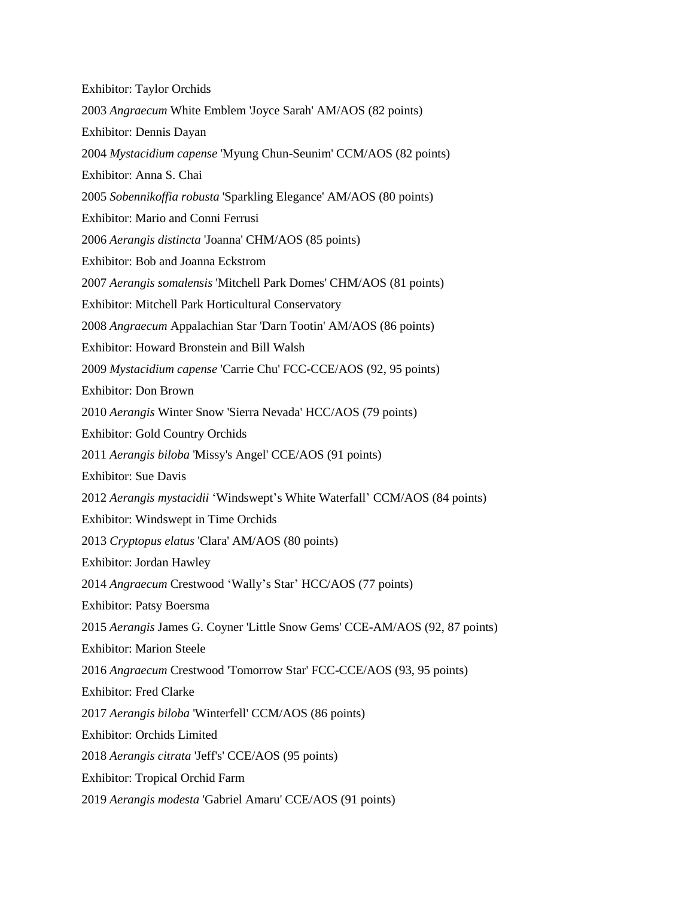Exhibitor: Taylor Orchids

2003 *Angraecum* White Emblem 'Joyce Sarah' AM/AOS (82 points)

Exhibitor: Dennis Dayan

2004 *Mystacidium capense* 'Myung Chun-Seunim' CCM/AOS (82 points)

Exhibitor: Anna S. Chai

2005 *Sobennikoffia robusta* 'Sparkling Elegance' AM/AOS (80 points)

Exhibitor: Mario and Conni Ferrusi

2006 *Aerangis distincta* 'Joanna' CHM/AOS (85 points)

Exhibitor: Bob and Joanna Eckstrom

2007 *Aerangis somalensis* 'Mitchell Park Domes' CHM/AOS (81 points)

Exhibitor: Mitchell Park Horticultural Conservatory

2008 *Angraecum* Appalachian Star 'Darn Tootin' AM/AOS (86 points)

Exhibitor: Howard Bronstein and Bill Walsh

2009 *Mystacidium capense* 'Carrie Chu' FCC-CCE/AOS (92, 95 points)

Exhibitor: Don Brown

2010 *Aerangis* Winter Snow 'Sierra Nevada' HCC/AOS (79 points)

Exhibitor: Gold Country Orchids

2011 *Aerangis biloba* 'Missy's Angel' CCE/AOS (91 points)

Exhibitor: Sue Davis

2012 *Aerangis mystacidii* 'Windswept's White Waterfall' CCM/AOS (84 points)

Exhibitor: Windswept in Time Orchids

2013 *Cryptopus elatus* 'Clara' AM/AOS (80 points)

Exhibitor: Jordan Hawley

2014 *Angraecum* Crestwood 'Wally's Star' HCC/AOS (77 points)

Exhibitor: Patsy Boersma

2015 *Aerangis* James G. Coyner 'Little Snow Gems' CCE-AM/AOS (92, 87 points)

Exhibitor: Marion Steele

2016 *Angraecum* Crestwood 'Tomorrow Star' FCC-CCE/AOS (93, 95 points)

Exhibitor: Fred Clarke

2017 *Aerangis biloba* 'Winterfell' CCM/AOS (86 points)

Exhibitor: Orchids Limited

2018 *Aerangis citrata* 'Jeff's' CCE/AOS (95 points)

Exhibitor: Tropical Orchid Farm

2019 *Aerangis modesta* 'Gabriel Amaru' CCE/AOS (91 points)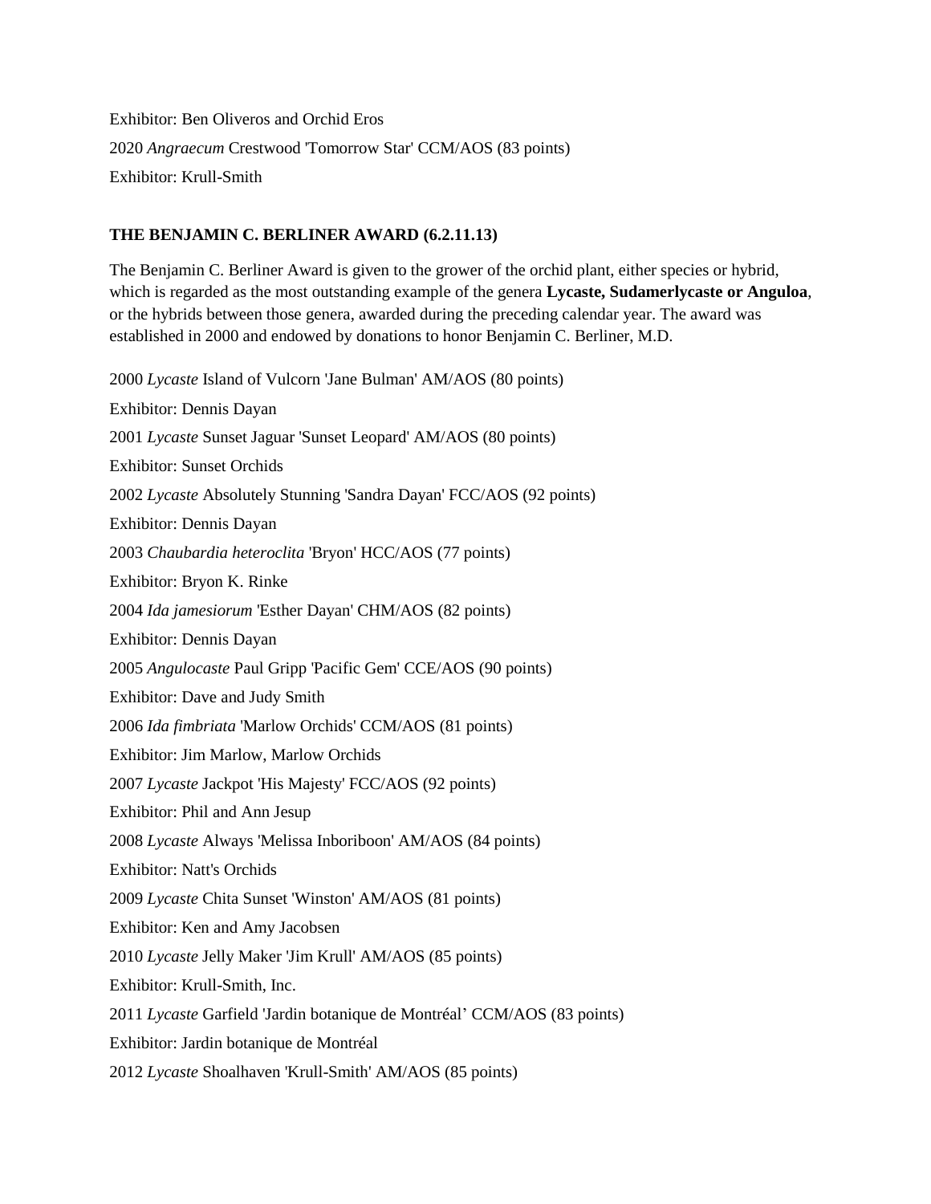Exhibitor: Ben Oliveros and Orchid Eros

2020 *Angraecum* Crestwood 'Tomorrow Star' CCM/AOS (83 points)

Exhibitor: Krull-Smith

**THE BENJAMIN C. BERLINER AWARD (6.2.11.13)**

The Benjamin C. Berliner Award is given to the grower of the orchid plant, either species or hybrid, which is regarded as the most outstanding example of the genera **Lycaste, Sudamerlycaste or Anguloa**, or the hybrids between those genera, awarded during the preceding calendar year. The award was established in 2000 and endowed by donations to honor Benjamin C. Berliner, M.D.

2000 *Lycaste* Island of Vulcorn 'Jane Bulman' AM/AOS (80 points)

Exhibitor: Dennis Dayan

2001 *Lycaste* Sunset Jaguar 'Sunset Leopard' AM/AOS (80 points)

Exhibitor: Sunset Orchids

2002 *Lycaste* Absolutely Stunning 'Sandra Dayan' FCC/AOS (92 points)

Exhibitor: Dennis Dayan

2003 *Chaubardia heteroclita* 'Bryon' HCC/AOS (77 points)

Exhibitor: Bryon K. Rinke

2004 *Ida jamesiorum* 'Esther Dayan' CHM/AOS (82 points)

Exhibitor: Dennis Dayan

2005 *Angulocaste* Paul Gripp 'Pacific Gem' CCE/AOS (90 points)

Exhibitor: Dave and Judy Smith

2006 *Ida fimbriata* 'Marlow Orchids' CCM/AOS (81 points)

Exhibitor: Jim Marlow, Marlow Orchids

2007 *Lycaste* Jackpot 'His Majesty' FCC/AOS (92 points)

Exhibitor: Phil and Ann Jesup

2008 *Lycaste* Always 'Melissa Inboriboon' AM/AOS (84 points)

Exhibitor: Natt's Orchids

2009 *Lycaste* Chita Sunset 'Winston' AM/AOS (81 points)

Exhibitor: Ken and Amy Jacobsen

2010 *Lycaste* Jelly Maker 'Jim Krull' AM/AOS (85 points)

Exhibitor: Krull-Smith, Inc.

2011 *Lycaste* Garfield 'Jardin botanique de Montréal' CCM/AOS (83 points)

Exhibitor: Jardin botanique de Montréal

2012 *Lycaste* Shoalhaven 'Krull-Smith' AM/AOS (85 points)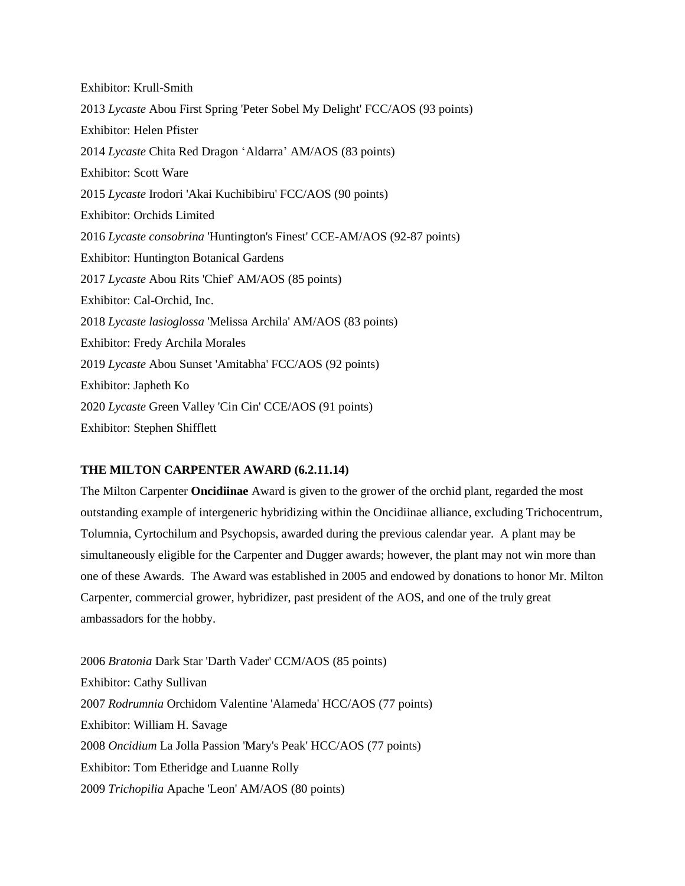Exhibitor: Krull-Smith

2013 *Lycaste* Abou First Spring 'Peter Sobel My Delight' FCC/AOS (93 points)

Exhibitor: Helen Pfister

2014 *Lycaste* Chita Red Dragon 'Aldarra' AM/AOS (83 points)

Exhibitor: Scott Ware

2015 *Lycaste* Irodori 'Akai Kuchibibiru' FCC/AOS (90 points)

Exhibitor: Orchids Limited

2016 *Lycaste consobrina* 'Huntington's Finest' CCE-AM/AOS (92-87 points)

Exhibitor: Huntington Botanical Gardens

2017 *Lycaste* Abou Rits 'Chief' AM/AOS (85 points)

Exhibitor: Cal-Orchid, Inc.

2018 *Lycaste lasioglossa* 'Melissa Archila' AM/AOS (83 points)

Exhibitor: Fredy Archila Morales

2019 *Lycaste* Abou Sunset 'Amitabha' FCC/AOS (92 points)

Exhibitor: Japheth Ko

2020 *Lycaste* Green Valley 'Cin Cin' CCE/AOS (91 points)

Exhibitor: Stephen Shifflett

**THE MILTON CARPENTER AWARD (6.2.11.14)**

The Milton Carpenter **Oncidiinae** Award is given to the grower of the orchid plant, regarded the most outstanding example of intergeneric hybridizing within the Oncidiinae alliance, excluding Trichocentrum, Tolumnia, Cyrtochilum and Psychopsis, awarded during the previous calendar year. A plant may be simultaneously eligible for the Carpenter and Dugger awards; however, the plant may not win more than one of these Awards. The Award was established in 2005 and endowed by donations to honor Mr. Milton Carpenter, commercial grower, hybridizer, past president of the AOS, and one of the truly great ambassadors for the hobby.

2006 *Bratonia* Dark Star 'Darth Vader' CCM/AOS (85 points)

Exhibitor: Cathy Sullivan

2007 *Rodrumnia* Orchidom Valentine 'Alameda' HCC/AOS (77 points)

Exhibitor: William H. Savage

2008 *Oncidium* La Jolla Passion 'Mary's Peak' HCC/AOS (77 points)

Exhibitor: Tom Etheridge and Luanne Rolly

2009 *Trichopilia* Apache 'Leon' AM/AOS (80 points)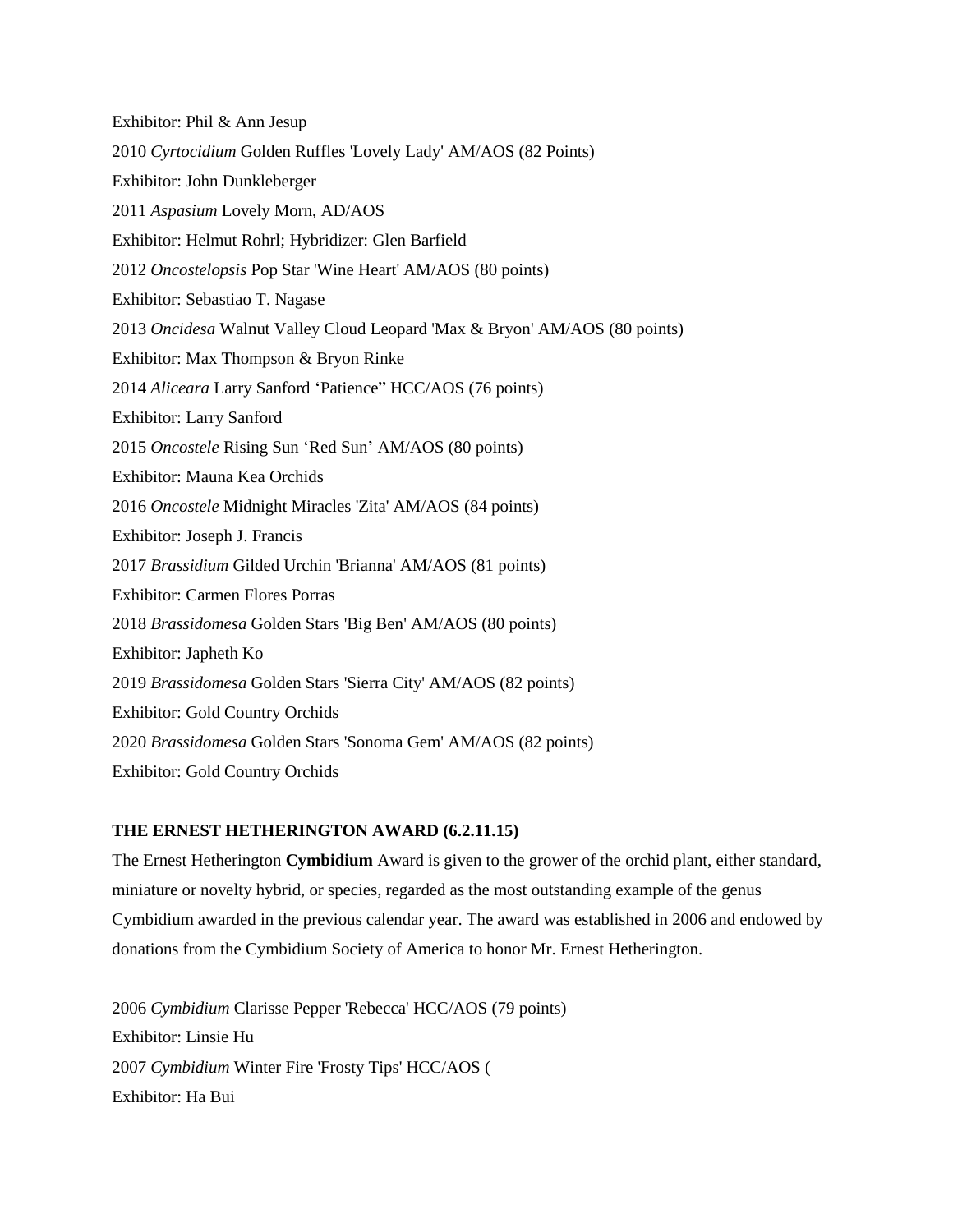Exhibitor: Phil & Ann Jesup

2010 *Cyrtocidium* Golden Ruffles 'Lovely Lady' AM/AOS (82 Points)

Exhibitor: John Dunkleberger

2011 *Aspasium* Lovely Morn, AD/AOS

Exhibitor: Helmut Rohrl; Hybridizer: Glen Barfield

2012 *Oncostelopsis* Pop Star 'Wine Heart' AM/AOS (80 points)

Exhibitor: Sebastiao T. Nagase

2013 *Oncidesa* Walnut Valley Cloud Leopard 'Max & Bryon' AM/AOS (80 points)

Exhibitor: Max Thompson & Bryon Rinke

2014 *Aliceara* Larry Sanford 'Patience" HCC/AOS (76 points)

Exhibitor: Larry Sanford

2015 *Oncostele* Rising Sun 'Red Sun' AM/AOS (80 points)

Exhibitor: Mauna Kea Orchids

2016 *Oncostele* Midnight Miracles 'Zita' AM/AOS (84 points)

Exhibitor: Joseph J. Francis

2017 *Brassidium* Gilded Urchin 'Brianna' AM/AOS (81 points)

Exhibitor: Carmen Flores Porras

2018 *Brassidomesa* Golden Stars 'Big Ben' AM/AOS (80 points)

Exhibitor: Japheth Ko

2019 *Brassidomesa* Golden Stars 'Sierra City' AM/AOS (82 points)

Exhibitor: Gold Country Orchids

2020 *Brassidomesa* Golden Stars 'Sonoma Gem' AM/AOS (82 points)

Exhibitor: Gold Country Orchids

**THE ERNEST HETHERINGTON AWARD (6.2.11.15)**

The Ernest Hetherington **Cymbidium** Award is given to the grower of the orchid plant, either standard, miniature or novelty hybrid, or species, regarded as the most outstanding example of the genus Cymbidium awarded in the previous calendar year. The award was established in 2006 and endowed by donations from the Cymbidium Society of America to honor Mr. Ernest Hetherington.

2006 *Cymbidium* Clarisse Pepper 'Rebecca' HCC/AOS (79 points)
Exhibitor: Linsie Hu
2007 *Cymbidium* Winter Fire 'Frosty Tips' HCC/AOS (
Exhibitor: Ha Bui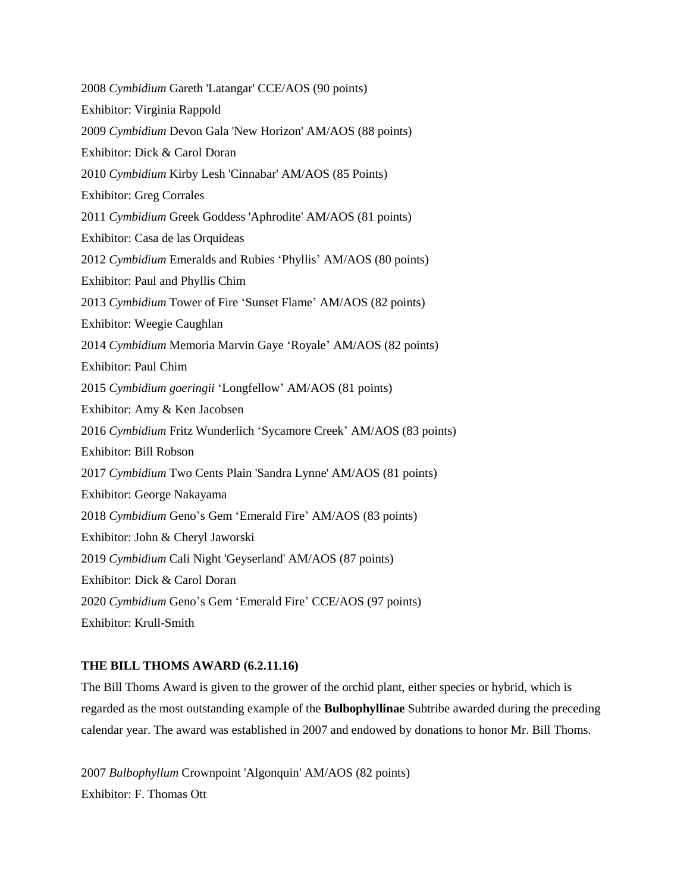2008 *Cymbidium* Gareth 'Latangar' CCE/AOS (90 points)

Exhibitor: Virginia Rappold

2009 *Cymbidium* Devon Gala 'New Horizon' AM/AOS (88 points)

Exhibitor: Dick & Carol Doran

2010 *Cymbidium* Kirby Lesh 'Cinnabar' AM/AOS (85 Points)

Exhibitor: Greg Corrales

2011 *Cymbidium* Greek Goddess 'Aphrodite' AM/AOS (81 points)

Exhibitor: Casa de las Orquideas

2012 *Cymbidium* Emeralds and Rubies 'Phyllis' AM/AOS (80 points)

Exhibitor: Paul and Phyllis Chim

2013 *Cymbidium* Tower of Fire 'Sunset Flame' AM/AOS (82 points)

Exhibitor: Weegie Caughlan

2014 *Cymbidium* Memoria Marvin Gaye 'Royale' AM/AOS (82 points)

Exhibitor: Paul Chim

2015 *Cymbidium goeringii* 'Longfellow' AM/AOS (81 points)

Exhibitor: Amy & Ken Jacobsen

2016 *Cymbidium* Fritz Wunderlich 'Sycamore Creek' AM/AOS (83 points)

Exhibitor: Bill Robson

2017 *Cymbidium* Two Cents Plain 'Sandra Lynne' AM/AOS (81 points)

Exhibitor: George Nakayama

2018 *Cymbidium* Geno's Gem 'Emerald Fire' AM/AOS (83 points)

Exhibitor: John & Cheryl Jaworski

2019 *Cymbidium* Cali Night 'Geyserland' AM/AOS (87 points)

Exhibitor: Dick & Carol Doran

2020 *Cymbidium* Geno's Gem 'Emerald Fire' CCE/AOS (97 points)

Exhibitor: Krull-Smith

**THE BILL THOMS AWARD (6.2.11.16)**

The Bill Thoms Award is given to the grower of the orchid plant, either species or hybrid, which is regarded as the most outstanding example of the **Bulbophyllinae** Subtribe awarded during the preceding calendar year. The award was established in 2007 and endowed by donations to honor Mr. Bill Thoms.

2007 *Bulbophyllum* Crownpoint 'Algonquin' AM/AOS (82 points)

Exhibitor: F. Thomas Ott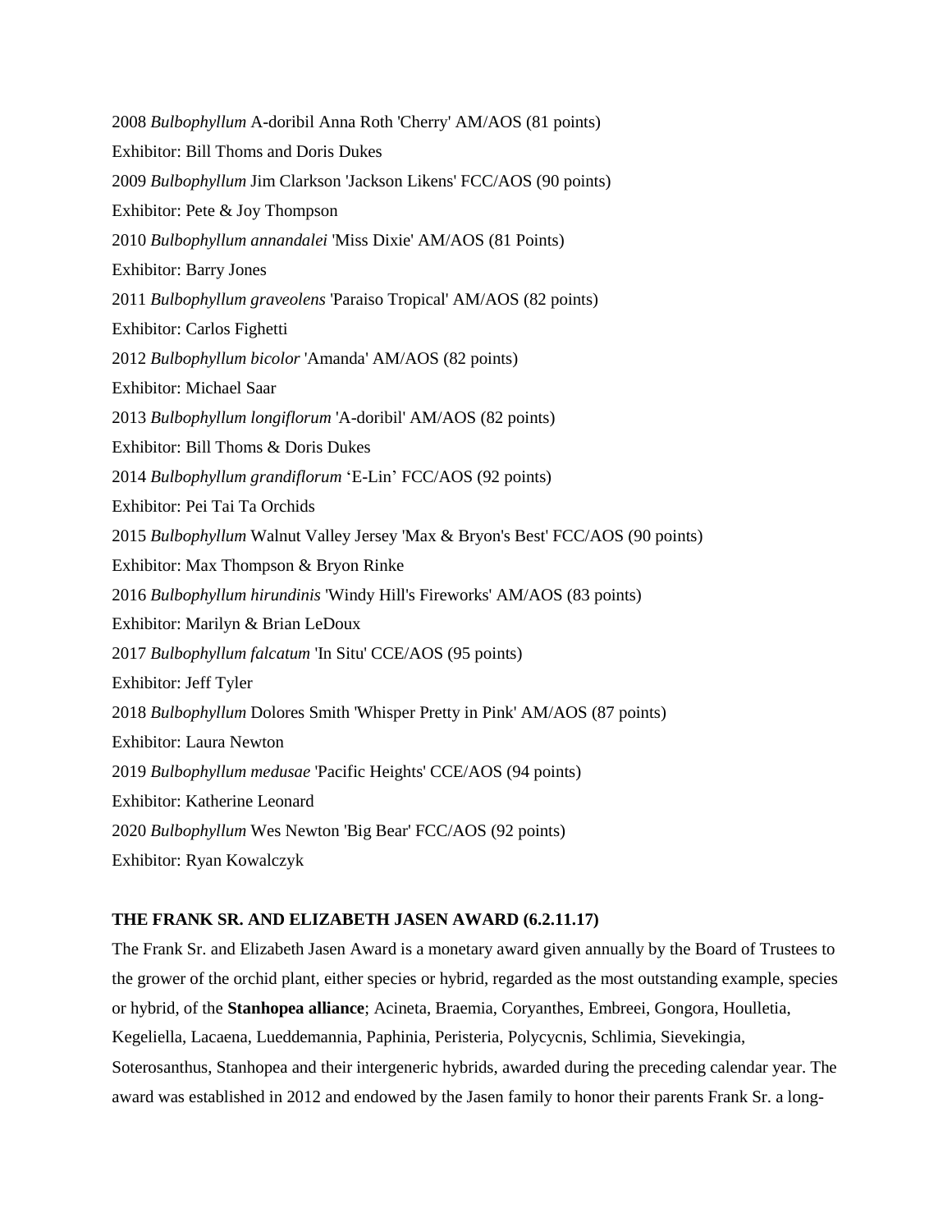2008 *Bulbophyllum* A-doribil Anna Roth 'Cherry' AM/AOS (81 points)

Exhibitor: Bill Thoms and Doris Dukes

2009 *Bulbophyllum* Jim Clarkson 'Jackson Likens' FCC/AOS (90 points)

Exhibitor: Pete & Joy Thompson

2010 *Bulbophyllum annandalei* 'Miss Dixie' AM/AOS (81 Points)

Exhibitor: Barry Jones

2011 *Bulbophyllum graveolens* 'Paraiso Tropical' AM/AOS (82 points)

Exhibitor: Carlos Fighetti

2012 *Bulbophyllum bicolor* 'Amanda' AM/AOS (82 points)

Exhibitor: Michael Saar

2013 *Bulbophyllum longiflorum* 'A-doribil' AM/AOS (82 points)

Exhibitor: Bill Thoms & Doris Dukes

2014 *Bulbophyllum grandiflorum* 'E-Lin' FCC/AOS (92 points)

Exhibitor: Pei Tai Ta Orchids

2015 *Bulbophyllum* Walnut Valley Jersey 'Max & Bryon's Best' FCC/AOS (90 points)

Exhibitor: Max Thompson & Bryon Rinke

2016 *Bulbophyllum hirundinis* 'Windy Hill's Fireworks' AM/AOS (83 points)

Exhibitor: Marilyn & Brian LeDoux

2017 *Bulbophyllum falcatum* 'In Situ' CCE/AOS (95 points)

Exhibitor: Jeff Tyler

2018 *Bulbophyllum* Dolores Smith 'Whisper Pretty in Pink' AM/AOS (87 points)

Exhibitor: Laura Newton

2019 *Bulbophyllum medusae* 'Pacific Heights' CCE/AOS (94 points)

Exhibitor: Katherine Leonard

2020 *Bulbophyllum* Wes Newton 'Big Bear' FCC/AOS (92 points)

Exhibitor: Ryan Kowalczyk

**THE FRANK SR. AND ELIZABETH JASEN AWARD (6.2.11.17)**

The Frank Sr. and Elizabeth Jasen Award is a monetary award given annually by the Board of Trustees to the grower of the orchid plant, either species or hybrid, regarded as the most outstanding example, species or hybrid, of the **Stanhopea alliance**; Acineta, Braemia, Coryanthes, Embreei, Gongora, Houlletia, Kegeliella, Lacaena, Lueddemannia, Paphinia, Peristeria, Polycycnis, Schlimia, Sievekingia, Soterosanthus, Stanhopea and their intergeneric hybrids, awarded during the preceding calendar year. The award was established in 2012 and endowed by the Jasen family to honor their parents Frank Sr. a long-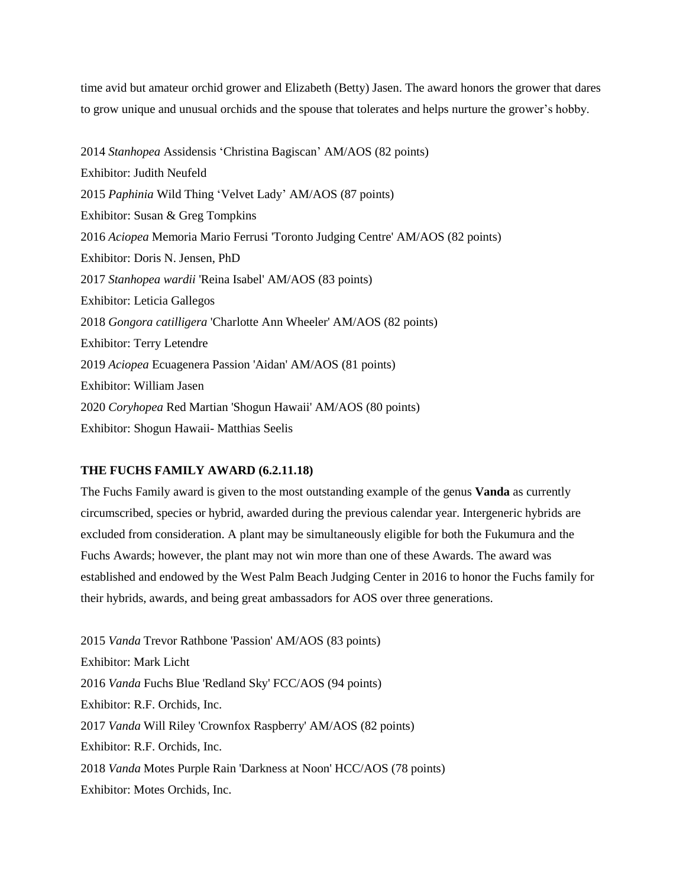time avid but amateur orchid grower and Elizabeth (Betty) Jasen. The award honors the grower that dares to grow unique and unusual orchids and the spouse that tolerates and helps nurture the grower's hobby.

2014 *Stanhopea* Assidensis 'Christina Bagiscan' AM/AOS (82 points)
Exhibitor: Judith Neufeld
2015 *Paphinia* Wild Thing 'Velvet Lady' AM/AOS (87 points)
Exhibitor: Susan & Greg Tompkins
2016 *Aciopea* Memoria Mario Ferrusi 'Toronto Judging Centre' AM/AOS (82 points)
Exhibitor: Doris N. Jensen, PhD
2017 *Stanhopea wardii* 'Reina Isabel' AM/AOS (83 points)
Exhibitor: Leticia Gallegos
2018 *Gongora catilligera* 'Charlotte Ann Wheeler' AM/AOS (82 points)
Exhibitor: Terry Letendre
2019 *Aciopea* Ecuagenera Passion 'Aidan' AM/AOS (81 points)
Exhibitor: William Jasen
2020 *Coryhopea* Red Martian 'Shogun Hawaii' AM/AOS (80 points)
Exhibitor: Shogun Hawaii- Matthias Seelis

**THE FUCHS FAMILY AWARD (6.2.11.18)**

The Fuchs Family award is given to the most outstanding example of the genus **Vanda** as currently circumscribed, species or hybrid, awarded during the previous calendar year. Intergeneric hybrids are excluded from consideration. A plant may be simultaneously eligible for both the Fukumura and the Fuchs Awards; however, the plant may not win more than one of these Awards. The award was established and endowed by the West Palm Beach Judging Center in 2016 to honor the Fuchs family for their hybrids, awards, and being great ambassadors for AOS over three generations.

2015 *Vanda* Trevor Rathbone 'Passion' AM/AOS (83 points)
Exhibitor: Mark Licht
2016 *Vanda* Fuchs Blue 'Redland Sky' FCC/AOS (94 points)
Exhibitor: R.F. Orchids, Inc.
2017 *Vanda* Will Riley 'Crownfox Raspberry' AM/AOS (82 points)
Exhibitor: R.F. Orchids, Inc.
2018 *Vanda* Motes Purple Rain 'Darkness at Noon' HCC/AOS (78 points)
Exhibitor: Motes Orchids, Inc.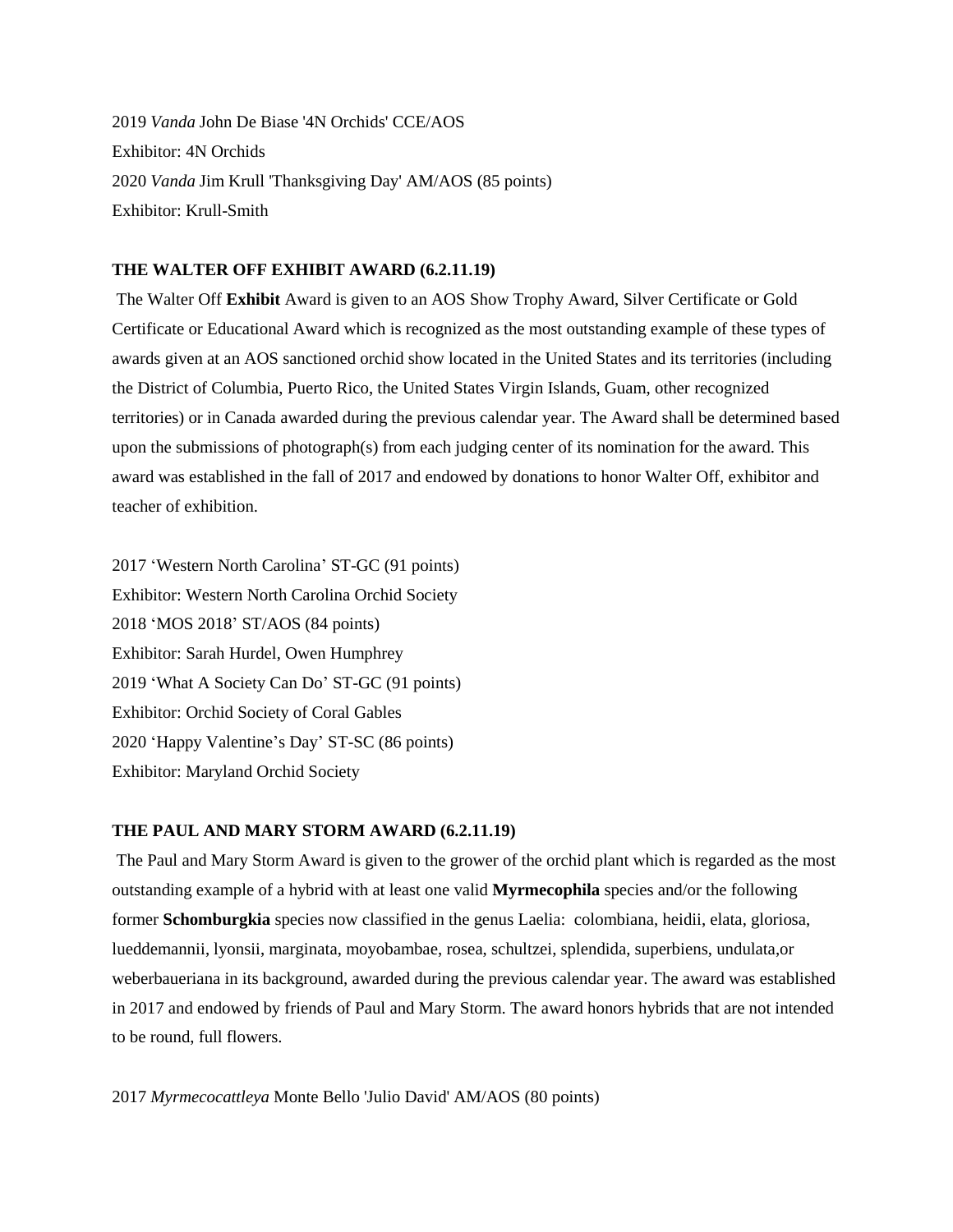2019 *Vanda* John De Biase '4N Orchids' CCE/AOS
Exhibitor: 4N Orchids
2020 *Vanda* Jim Krull 'Thanksgiving Day' AM/AOS (85 points)
Exhibitor: Krull-Smith

**THE WALTER OFF EXHIBIT AWARD (6.2.11.19)**

The Walter Off **Exhibit** Award is given to an AOS Show Trophy Award, Silver Certificate or Gold Certificate or Educational Award which is recognized as the most outstanding example of these types of awards given at an AOS sanctioned orchid show located in the United States and its territories (including the District of Columbia, Puerto Rico, the United States Virgin Islands, Guam, other recognized territories) or in Canada awarded during the previous calendar year. The Award shall be determined based upon the submissions of photograph(s) from each judging center of its nomination for the award. This award was established in the fall of 2017 and endowed by donations to honor Walter Off, exhibitor and teacher of exhibition.

2017 'Western North Carolina' ST-GC (91 points)
Exhibitor: Western North Carolina Orchid Society
2018 'MOS 2018' ST/AOS (84 points)
Exhibitor: Sarah Hurdel, Owen Humphrey
2019 'What A Society Can Do' ST-GC (91 points)
Exhibitor: Orchid Society of Coral Gables
2020 'Happy Valentine's Day' ST-SC (86 points)
Exhibitor: Maryland Orchid Society

**THE PAUL AND MARY STORM AWARD (6.2.11.19)**

The Paul and Mary Storm Award is given to the grower of the orchid plant which is regarded as the most outstanding example of a hybrid with at least one valid **Myrmecophila** species and/or the following former **Schomburgkia** species now classified in the genus Laelia: colombiana, heidii, elata, gloriosa, lueddemannii, lyonsii, marginata, moyobambae, rosea, schultzei, splendida, superbiens, undulata,or weberbaueriana in its background, awarded during the previous calendar year. The award was established in 2017 and endowed by friends of Paul and Mary Storm. The award honors hybrids that are not intended to be round, full flowers.

2017 *Myrmecocattleya* Monte Bello 'Julio David' AM/AOS (80 points)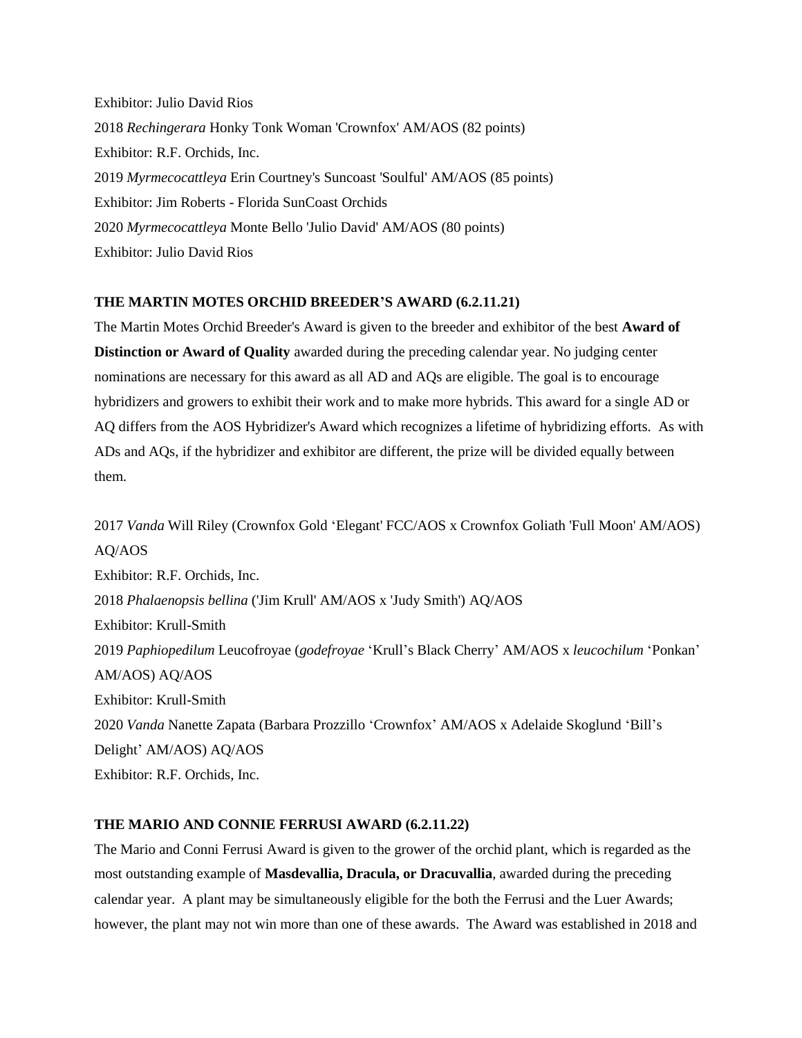Exhibitor: Julio David Rios

2018 *Rechingerara* Honky Tonk Woman 'Crownfox' AM/AOS (82 points)

Exhibitor: R.F. Orchids, Inc.

2019 *Myrmecocattleya* Erin Courtney's Suncoast 'Soulful' AM/AOS (85 points)

Exhibitor: Jim Roberts - Florida SunCoast Orchids

2020 *Myrmecocattleya* Monte Bello 'Julio David' AM/AOS (80 points)

Exhibitor: Julio David Rios

**THE MARTIN MOTES ORCHID BREEDER'S AWARD (6.2.11.21)**

The Martin Motes Orchid Breeder's Award is given to the breeder and exhibitor of the best **Award of Distinction or Award of Quality** awarded during the preceding calendar year. No judging center nominations are necessary for this award as all AD and AQs are eligible. The goal is to encourage hybridizers and growers to exhibit their work and to make more hybrids. This award for a single AD or AQ differs from the AOS Hybridizer's Award which recognizes a lifetime of hybridizing efforts. As with ADs and AQs, if the hybridizer and exhibitor are different, the prize will be divided equally between them.

2017 *Vanda* Will Riley (Crownfox Gold 'Elegant' FCC/AOS x Crownfox Goliath 'Full Moon' AM/AOS) AQ/AOS

Exhibitor: R.F. Orchids, Inc.

2018 *Phalaenopsis bellina* ('Jim Krull' AM/AOS x 'Judy Smith') AQ/AOS

Exhibitor: Krull-Smith

2019 *Paphiopedilum* Leucofroyae (*godefroyae* 'Krull's Black Cherry' AM/AOS x *leucochilum* 'Ponkan' AM/AOS) AQ/AOS

Exhibitor: Krull-Smith

2020 *Vanda* Nanette Zapata (Barbara Prozzillo 'Crownfox' AM/AOS x Adelaide Skoglund 'Bill's Delight' AM/AOS) AQ/AOS

Exhibitor: R.F. Orchids, Inc.

**THE MARIO AND CONNIE FERRUSI AWARD (6.2.11.22)**

The Mario and Conni Ferrusi Award is given to the grower of the orchid plant, which is regarded as the most outstanding example of **Masdevallia, Dracula, or Dracuvallia**, awarded during the preceding calendar year. A plant may be simultaneously eligible for the both the Ferrusi and the Luer Awards; however, the plant may not win more than one of these awards. The Award was established in 2018 and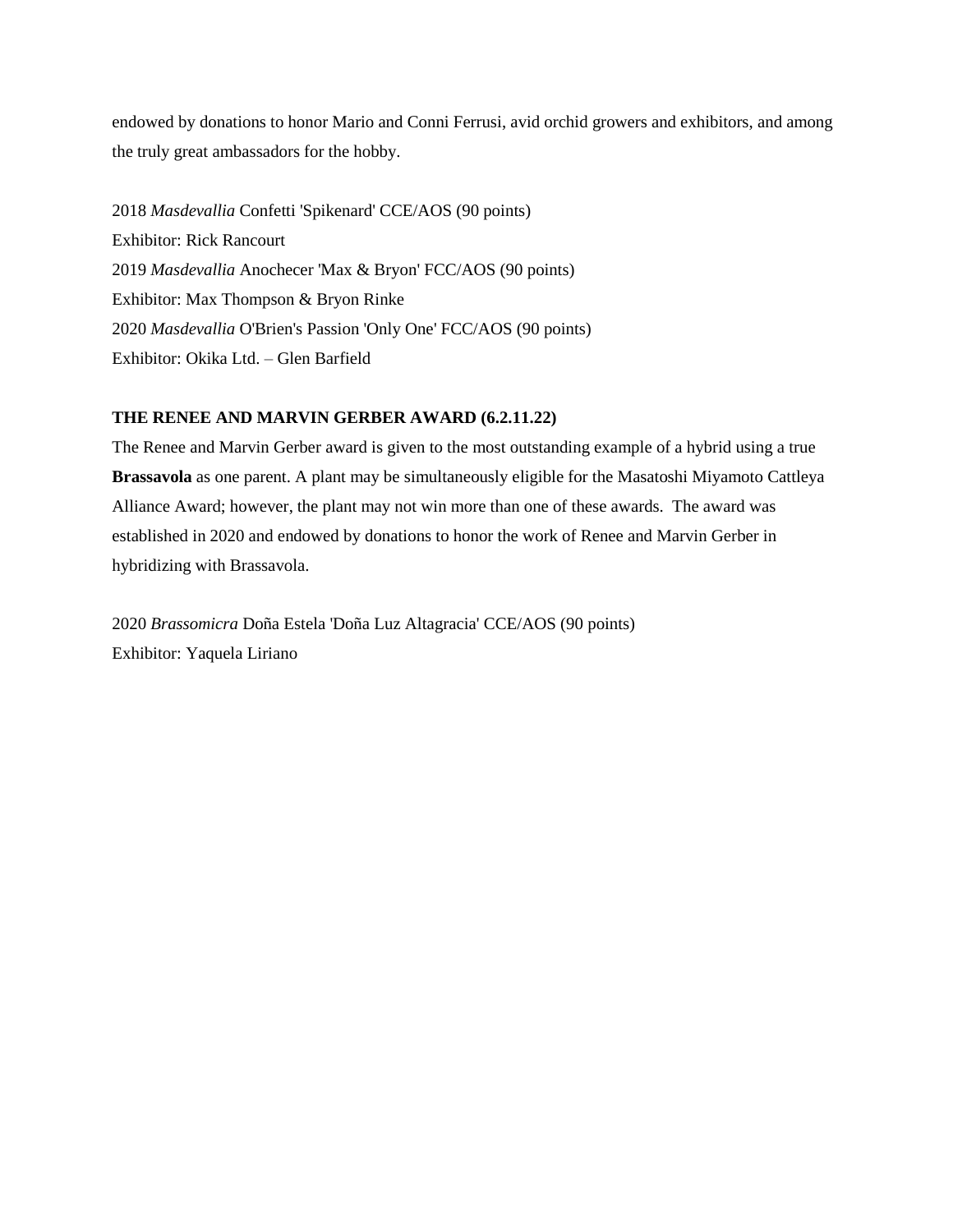endowed by donations to honor Mario and Conni Ferrusi, avid orchid growers and exhibitors, and among the truly great ambassadors for the hobby.

2018 *Masdevallia* Confetti 'Spikenard' CCE/AOS (90 points)
Exhibitor: Rick Rancourt
2019 *Masdevallia* Anochecer 'Max & Bryon' FCC/AOS (90 points)
Exhibitor: Max Thompson & Bryon Rinke
2020 *Masdevallia* O'Brien's Passion 'Only One' FCC/AOS (90 points)
Exhibitor: Okika Ltd. – Glen Barfield

**THE RENEE AND MARVIN GERBER AWARD (6.2.11.22)**

The Renee and Marvin Gerber award is given to the most outstanding example of a hybrid using a true **Brassavola** as one parent. A plant may be simultaneously eligible for the Masatoshi Miyamoto Cattleya Alliance Award; however, the plant may not win more than one of these awards. The award was established in 2020 and endowed by donations to honor the work of Renee and Marvin Gerber in hybridizing with Brassavola.

2020 *Brassomicra* Doña Estela 'Doña Luz Altagracia' CCE/AOS (90 points)
Exhibitor: Yaquela Liriano